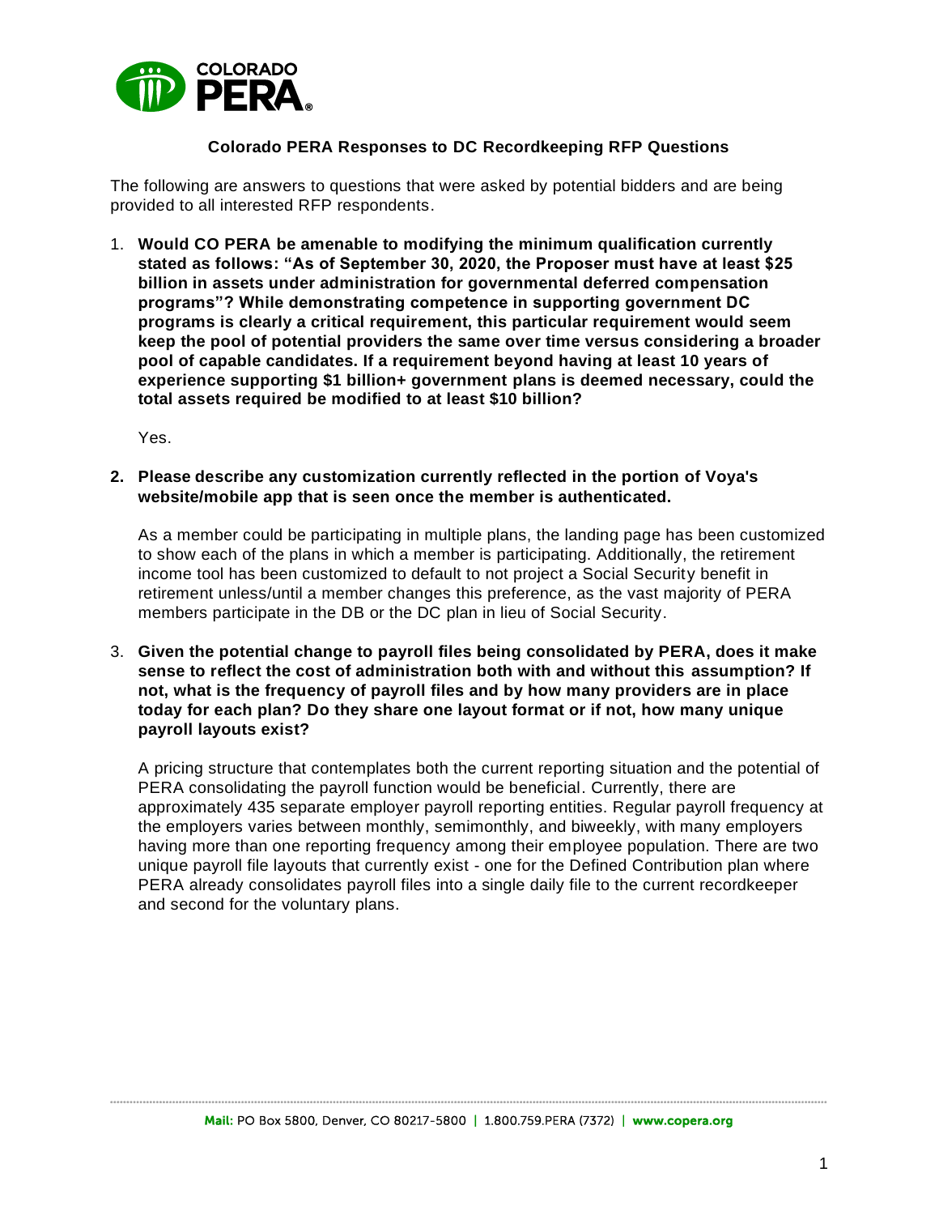# Colorado PERA Responses to DC Recordkeeping RFP Questions

The following are answers to questions that were asked by potential bidders and are being provided to all interested RFP respondents.

1. **Would CO PERA be amenable to modifying the minimum qualification currently stated as follows: "As of September 30, 2020, the Proposer must have at least $25 billion in assets under administration for governmental deferred compensation programs"? While demonstrating competence in supporting government DC programs is clearly a critical requirement, this particular requirement would seem keep the pool of potential providers the same over time versus considering a broader pool of capable candidates. If a requirement beyond having at least 10 years of experience supporting $1 billion+ government plans is deemed necessary, could the total assets required be modified to at least $10 billion?**

   Yes.

2. **Please describe any customization currently reflected in the portion of Voya's website/mobile app that is seen once the member is authenticated.**

   As a member could be participating in multiple plans, the landing page has been customized to show each of the plans in which a member is participating. Additionally, the retirement income tool has been customized to default to not project a Social Security benefit in retirement unless/until a member changes this preference, as the vast majority of PERA members participate in the DB or the DC plan in lieu of Social Security.

3. **Given the potential change to payroll files being consolidated by PERA, does it make sense to reflect the cost of administration both with and without this assumption? If not, what is the frequency of payroll files and by how many providers are in place today for each plan? Do they share one layout format or if not, how many unique payroll layouts exist?**

   A pricing structure that contemplates both the current reporting situation and the potential of PERA consolidating the payroll function would be beneficial. Currently, there are approximately 435 separate employer payroll reporting entities. Regular payroll frequency at the employers varies between monthly, semimonthly, and biweekly, with many employers having more than one reporting frequency among their employee population. There are two unique payroll file layouts that currently exist - one for the Defined Contribution plan where PERA already consolidates payroll files into a single daily file to the current recordkeeper and second for the voluntary plans.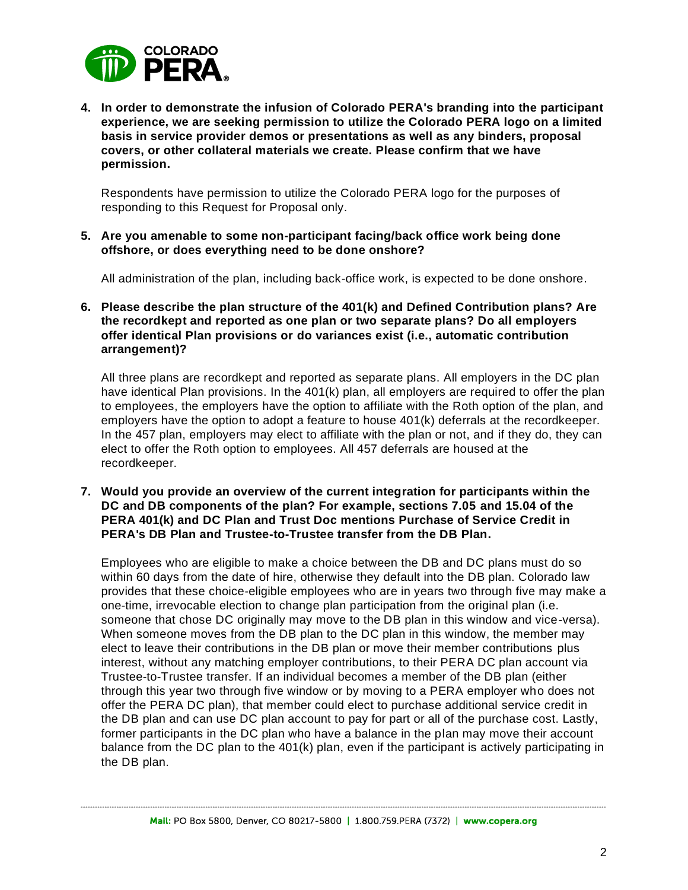4. **In order to demonstrate the infusion of Colorado PERA's branding into the participant experience, we are seeking permission to utilize the Colorado PERA logo on a limited basis in service provider demos or presentations as well as any binders, proposal covers, or other collateral materials we create. Please confirm that we have permission.**

   Respondents have permission to utilize the Colorado PERA logo for the purposes of responding to this Request for Proposal only.

5. **Are you amenable to some non-participant facing/back office work being done offshore, or does everything need to be done onshore?**

   All administration of the plan, including back-office work, is expected to be done onshore.

6. **Please describe the plan structure of the 401(k) and Defined Contribution plans? Are the recordkept and reported as one plan or two separate plans? Do all employers offer identical Plan provisions or do variances exist (i.e., automatic contribution arrangement)?**

   All three plans are recordkept and reported as separate plans. All employers in the DC plan have identical Plan provisions. In the 401(k) plan, all employers are required to offer the plan to employees, the employers have the option to affiliate with the Roth option of the plan, and employers have the option to adopt a feature to house 401(k) deferrals at the recordkeeper. In the 457 plan, employers may elect to affiliate with the plan or not, and if they do, they can elect to offer the Roth option to employees. All 457 deferrals are housed at the recordkeeper.

7. **Would you provide an overview of the current integration for participants within the DC and DB components of the plan? For example, sections 7.05 and 15.04 of the PERA 401(k) and DC Plan and Trust Doc mentions Purchase of Service Credit in PERA's DB Plan and Trustee-to-Trustee transfer from the DB Plan.**

   Employees who are eligible to make a choice between the DB and DC plans must do so within 60 days from the date of hire, otherwise they default into the DB plan. Colorado law provides that these choice-eligible employees who are in years two through five may make a one-time, irrevocable election to change plan participation from the original plan (i.e. someone that chose DC originally may move to the DB plan in this window and vice-versa). When someone moves from the DB plan to the DC plan in this window, the member may elect to leave their contributions in the DB plan or move their member contributions plus interest, without any matching employer contributions, to their PERA DC plan account via Trustee-to-Trustee transfer. If an individual becomes a member of the DB plan (either through this year two through five window or by moving to a PERA employer who does not offer the PERA DC plan), that member could elect to purchase additional service credit in the DB plan and can use DC plan account to pay for part or all of the purchase cost. Lastly, former participants in the DC plan who have a balance in the plan may move their account balance from the DC plan to the 401(k) plan, even if the participant is actively participating in the DB plan.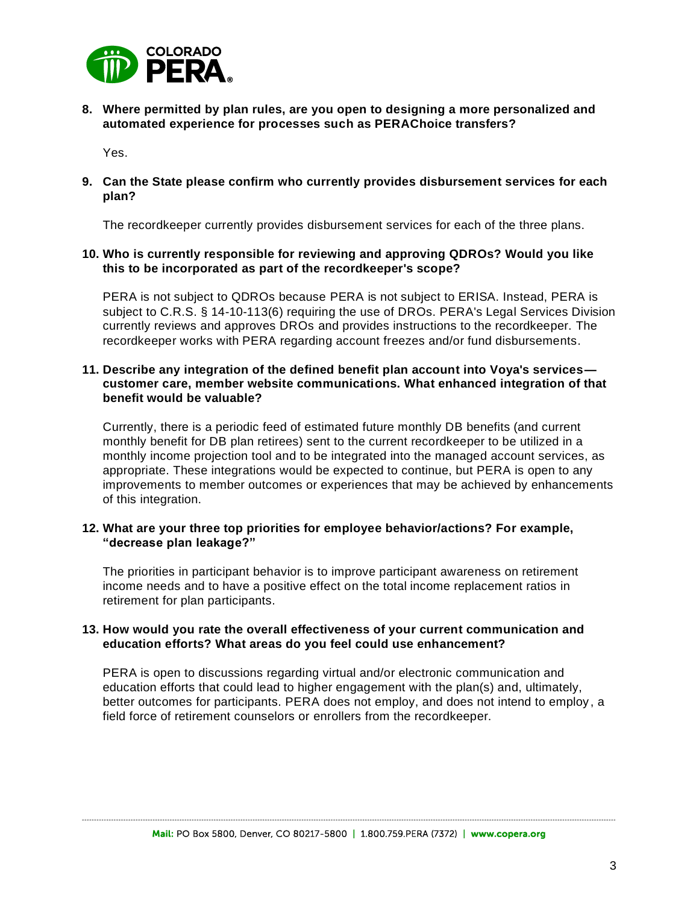**8. Where permitted by plan rules, are you open to designing a more personalized and automated experience for processes such as PERAChoice transfers?**

Yes.

**9. Can the State please confirm who currently provides disbursement services for each plan?**

The recordkeeper currently provides disbursement services for each of the three plans.

**10. Who is currently responsible for reviewing and approving QDROs? Would you like this to be incorporated as part of the recordkeeper's scope?**

PERA is not subject to QDROs because PERA is not subject to ERISA. Instead, PERA is subject to C.R.S. § 14-10-113(6) requiring the use of DROs. PERA's Legal Services Division currently reviews and approves DROs and provides instructions to the recordkeeper. The recordkeeper works with PERA regarding account freezes and/or fund disbursements.

**11. Describe any integration of the defined benefit plan account into Voya's services—customer care, member website communications. What enhanced integration of that benefit would be valuable?**

Currently, there is a periodic feed of estimated future monthly DB benefits (and current monthly benefit for DB plan retirees) sent to the current recordkeeper to be utilized in a monthly income projection tool and to be integrated into the managed account services, as appropriate. These integrations would be expected to continue, but PERA is open to any improvements to member outcomes or experiences that may be achieved by enhancements of this integration.

**12. What are your three top priorities for employee behavior/actions? For example, "decrease plan leakage?"**

The priorities in participant behavior is to improve participant awareness on retirement income needs and to have a positive effect on the total income replacement ratios in retirement for plan participants.

**13. How would you rate the overall effectiveness of your current communication and education efforts? What areas do you feel could use enhancement?**

PERA is open to discussions regarding virtual and/or electronic communication and education efforts that could lead to higher engagement with the plan(s) and, ultimately, better outcomes for participants. PERA does not employ, and does not intend to employ, a field force of retirement counselors or enrollers from the recordkeeper.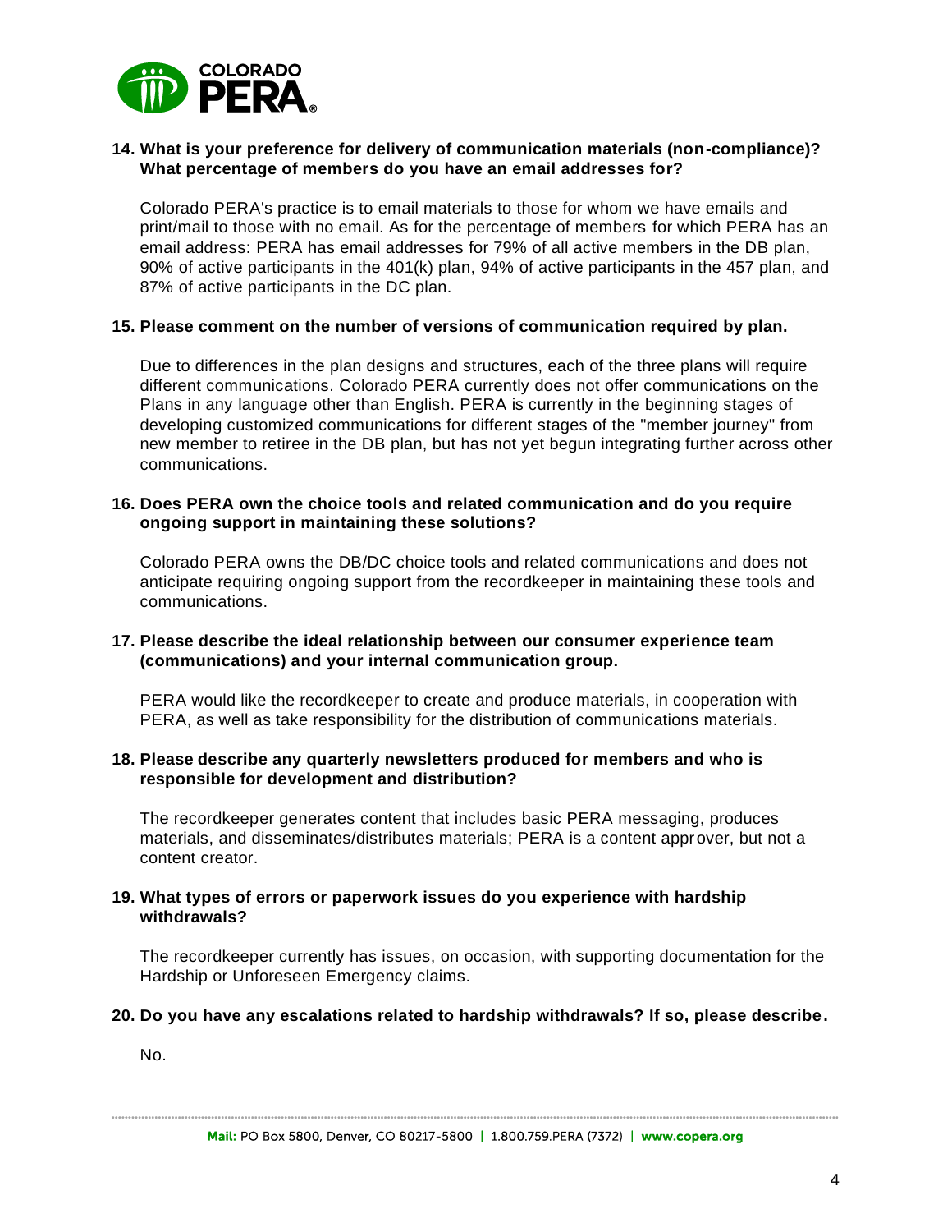**14. What is your preference for delivery of communication materials (non-compliance)? What percentage of members do you have an email addresses for?**

Colorado PERA's practice is to email materials to those for whom we have emails and print/mail to those with no email. As for the percentage of members for which PERA has an email address: PERA has email addresses for 79% of all active members in the DB plan, 90% of active participants in the 401(k) plan, 94% of active participants in the 457 plan, and 87% of active participants in the DC plan.

**15. Please comment on the number of versions of communication required by plan.**

Due to differences in the plan designs and structures, each of the three plans will require different communications. Colorado PERA currently does not offer communications on the Plans in any language other than English. PERA is currently in the beginning stages of developing customized communications for different stages of the "member journey" from new member to retiree in the DB plan, but has not yet begun integrating further across other communications.

**16. Does PERA own the choice tools and related communication and do you require ongoing support in maintaining these solutions?**

Colorado PERA owns the DB/DC choice tools and related communications and does not anticipate requiring ongoing support from the recordkeeper in maintaining these tools and communications.

**17. Please describe the ideal relationship between our consumer experience team (communications) and your internal communication group.**

PERA would like the recordkeeper to create and produce materials, in cooperation with PERA, as well as take responsibility for the distribution of communications materials.

**18. Please describe any quarterly newsletters produced for members and who is responsible for development and distribution?**

The recordkeeper generates content that includes basic PERA messaging, produces materials, and disseminates/distributes materials; PERA is a content approver, but not a content creator.

**19. What types of errors or paperwork issues do you experience with hardship withdrawals?**

The recordkeeper currently has issues, on occasion, with supporting documentation for the Hardship or Unforeseen Emergency claims.

**20. Do you have any escalations related to hardship withdrawals? If so, please describe.**

No.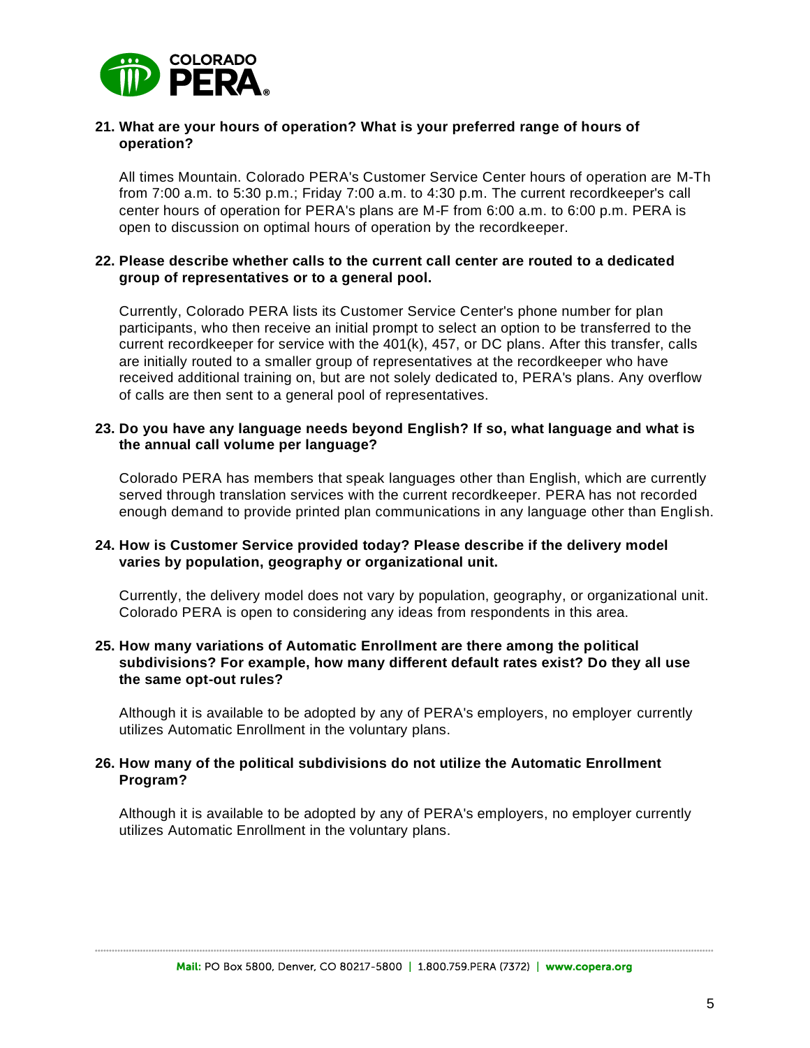**21. What are your hours of operation? What is your preferred range of hours of operation?**

All times Mountain. Colorado PERA's Customer Service Center hours of operation are M-Th from 7:00 a.m. to 5:30 p.m.; Friday 7:00 a.m. to 4:30 p.m. The current recordkeeper's call center hours of operation for PERA's plans are M-F from 6:00 a.m. to 6:00 p.m. PERA is open to discussion on optimal hours of operation by the recordkeeper.

**22. Please describe whether calls to the current call center are routed to a dedicated group of representatives or to a general pool.**

Currently, Colorado PERA lists its Customer Service Center's phone number for plan participants, who then receive an initial prompt to select an option to be transferred to the current recordkeeper for service with the 401(k), 457, or DC plans. After this transfer, calls are initially routed to a smaller group of representatives at the recordkeeper who have received additional training on, but are not solely dedicated to, PERA's plans. Any overflow of calls are then sent to a general pool of representatives.

**23. Do you have any language needs beyond English? If so, what language and what is the annual call volume per language?**

Colorado PERA has members that speak languages other than English, which are currently served through translation services with the current recordkeeper. PERA has not recorded enough demand to provide printed plan communications in any language other than English.

**24. How is Customer Service provided today? Please describe if the delivery model varies by population, geography or organizational unit.**

Currently, the delivery model does not vary by population, geography, or organizational unit. Colorado PERA is open to considering any ideas from respondents in this area.

**25. How many variations of Automatic Enrollment are there among the political subdivisions? For example, how many different default rates exist? Do they all use the same opt-out rules?**

Although it is available to be adopted by any of PERA's employers, no employer currently utilizes Automatic Enrollment in the voluntary plans.

**26. How many of the political subdivisions do not utilize the Automatic Enrollment Program?**

Although it is available to be adopted by any of PERA's employers, no employer currently utilizes Automatic Enrollment in the voluntary plans.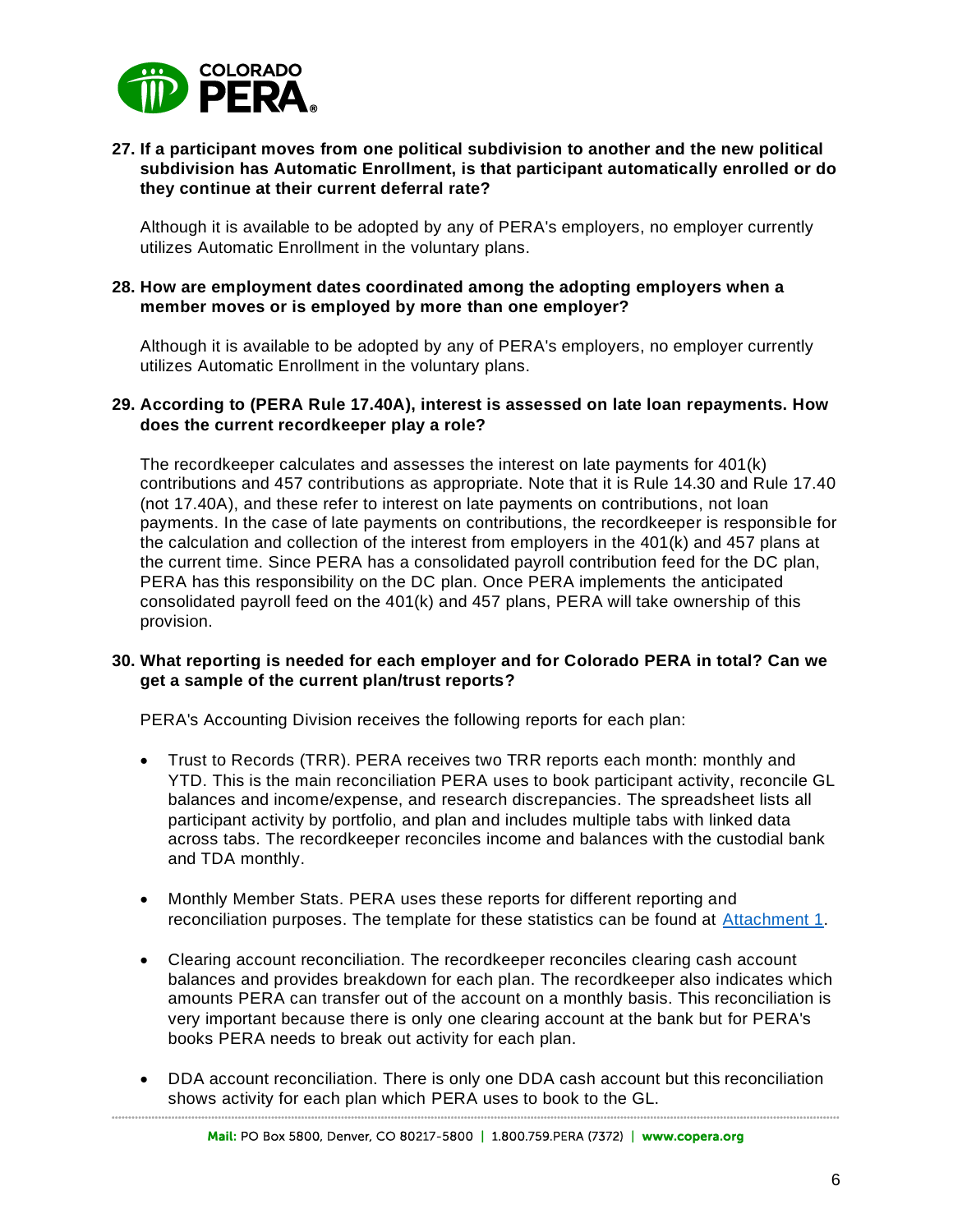**27. If a participant moves from one political subdivision to another and the new political subdivision has Automatic Enrollment, is that participant automatically enrolled or do they continue at their current deferral rate?**

Although it is available to be adopted by any of PERA's employers, no employer currently utilizes Automatic Enrollment in the voluntary plans.

**28. How are employment dates coordinated among the adopting employers when a member moves or is employed by more than one employer?**

Although it is available to be adopted by any of PERA's employers, no employer currently utilizes Automatic Enrollment in the voluntary plans.

**29. According to (PERA Rule 17.40A), interest is assessed on late loan repayments. How does the current recordkeeper play a role?**

The recordkeeper calculates and assesses the interest on late payments for 401(k) contributions and 457 contributions as appropriate. Note that it is Rule 14.30 and Rule 17.40 (not 17.40A), and these refer to interest on late payments on contributions, not loan payments. In the case of late payments on contributions, the recordkeeper is responsible for the calculation and collection of the interest from employers in the 401(k) and 457 plans at the current time. Since PERA has a consolidated payroll contribution feed for the DC plan, PERA has this responsibility on the DC plan. Once PERA implements the anticipated consolidated payroll feed on the 401(k) and 457 plans, PERA will take ownership of this provision.

**30. What reporting is needed for each employer and for Colorado PERA in total? Can we get a sample of the current plan/trust reports?**

PERA's Accounting Division receives the following reports for each plan:

- Trust to Records (TRR). PERA receives two TRR reports each month: monthly and YTD. This is the main reconciliation PERA uses to book participant activity, reconcile GL balances and income/expense, and research discrepancies. The spreadsheet lists all participant activity by portfolio, and plan and includes multiple tabs with linked data across tabs. The recordkeeper reconciles income and balances with the custodial bank and TDA monthly.

- Monthly Member Stats. PERA uses these reports for different reporting and reconciliation purposes. The template for these statistics can be found at Attachment 1.

- Clearing account reconciliation. The recordkeeper reconciles clearing cash account balances and provides breakdown for each plan. The recordkeeper also indicates which amounts PERA can transfer out of the account on a monthly basis. This reconciliation is very important because there is only one clearing account at the bank but for PERA's books PERA needs to break out activity for each plan.

- DDA account reconciliation. There is only one DDA cash account but this reconciliation shows activity for each plan which PERA uses to book to the GL.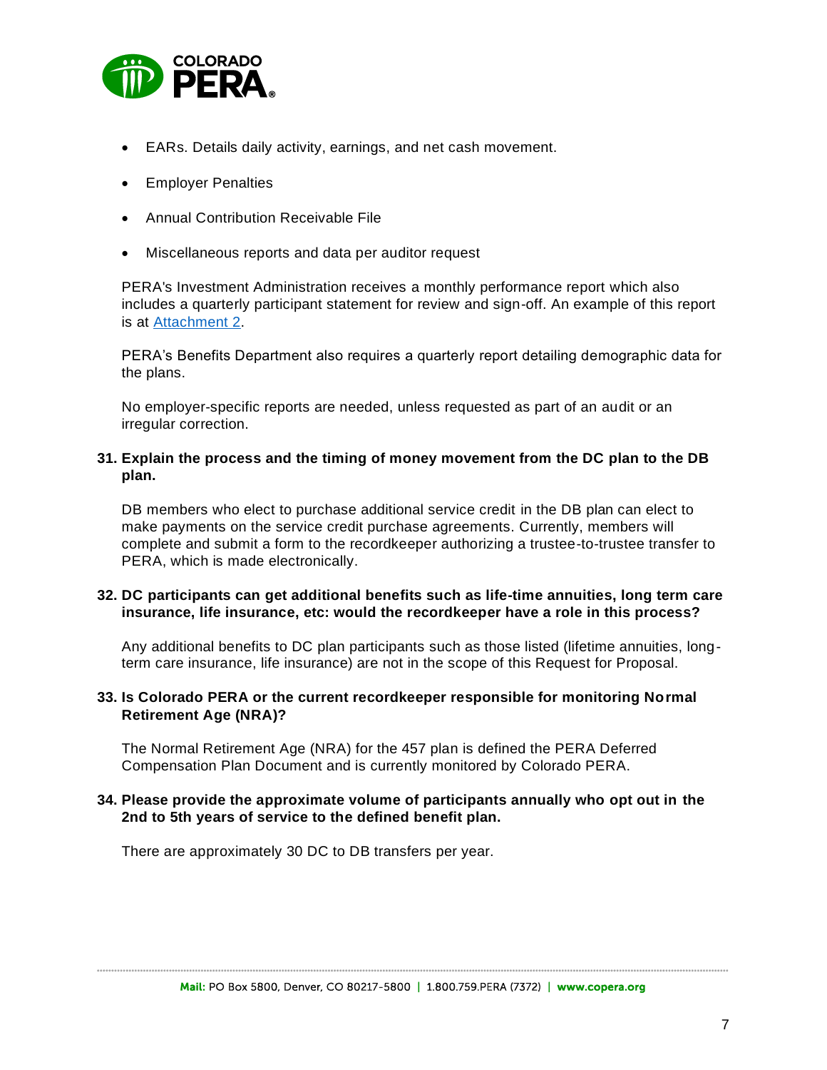- EARs. Details daily activity, earnings, and net cash movement.
- Employer Penalties
- Annual Contribution Receivable File
- Miscellaneous reports and data per auditor request

PERA's Investment Administration receives a monthly performance report which also includes a quarterly participant statement for review and sign-off. An example of this report is at [Attachment 2](#).

PERA's Benefits Department also requires a quarterly report detailing demographic data for the plans.

No employer-specific reports are needed, unless requested as part of an audit or an irregular correction.

**31. Explain the process and the timing of money movement from the DC plan to the DB plan.**

DB members who elect to purchase additional service credit in the DB plan can elect to make payments on the service credit purchase agreements. Currently, members will complete and submit a form to the recordkeeper authorizing a trustee-to-trustee transfer to PERA, which is made electronically.

**32. DC participants can get additional benefits such as life-time annuities, long term care insurance, life insurance, etc: would the recordkeeper have a role in this process?**

Any additional benefits to DC plan participants such as those listed (lifetime annuities, long-term care insurance, life insurance) are not in the scope of this Request for Proposal.

**33. Is Colorado PERA or the current recordkeeper responsible for monitoring Normal Retirement Age (NRA)?**

The Normal Retirement Age (NRA) for the 457 plan is defined the PERA Deferred Compensation Plan Document and is currently monitored by Colorado PERA.

**34. Please provide the approximate volume of participants annually who opt out in the 2nd to 5th years of service to the defined benefit plan.**

There are approximately 30 DC to DB transfers per year.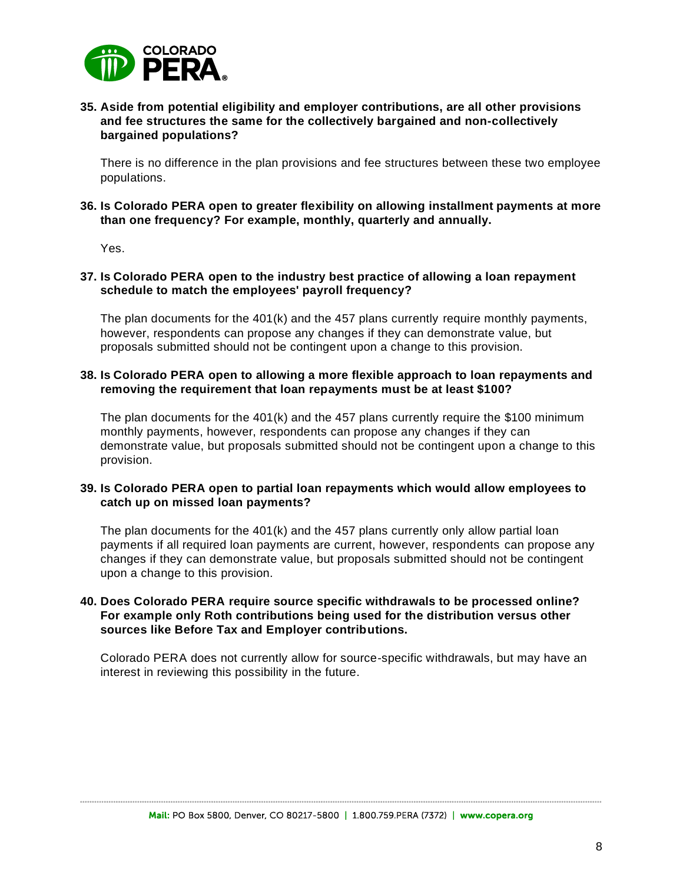**35. Aside from potential eligibility and employer contributions, are all other provisions and fee structures the same for the collectively bargained and non-collectively bargained populations?**

There is no difference in the plan provisions and fee structures between these two employee populations.

**36. Is Colorado PERA open to greater flexibility on allowing installment payments at more than one frequency? For example, monthly, quarterly and annually.**

Yes.

**37. Is Colorado PERA open to the industry best practice of allowing a loan repayment schedule to match the employees' payroll frequency?**

The plan documents for the 401(k) and the 457 plans currently require monthly payments, however, respondents can propose any changes if they can demonstrate value, but proposals submitted should not be contingent upon a change to this provision.

**38. Is Colorado PERA open to allowing a more flexible approach to loan repayments and removing the requirement that loan repayments must be at least $100?**

The plan documents for the 401(k) and the 457 plans currently require the $100 minimum monthly payments, however, respondents can propose any changes if they can demonstrate value, but proposals submitted should not be contingent upon a change to this provision.

**39. Is Colorado PERA open to partial loan repayments which would allow employees to catch up on missed loan payments?**

The plan documents for the 401(k) and the 457 plans currently only allow partial loan payments if all required loan payments are current, however, respondents can propose any changes if they can demonstrate value, but proposals submitted should not be contingent upon a change to this provision.

**40. Does Colorado PERA require source specific withdrawals to be processed online? For example only Roth contributions being used for the distribution versus other sources like Before Tax and Employer contributions.**

Colorado PERA does not currently allow for source-specific withdrawals, but may have an interest in reviewing this possibility in the future.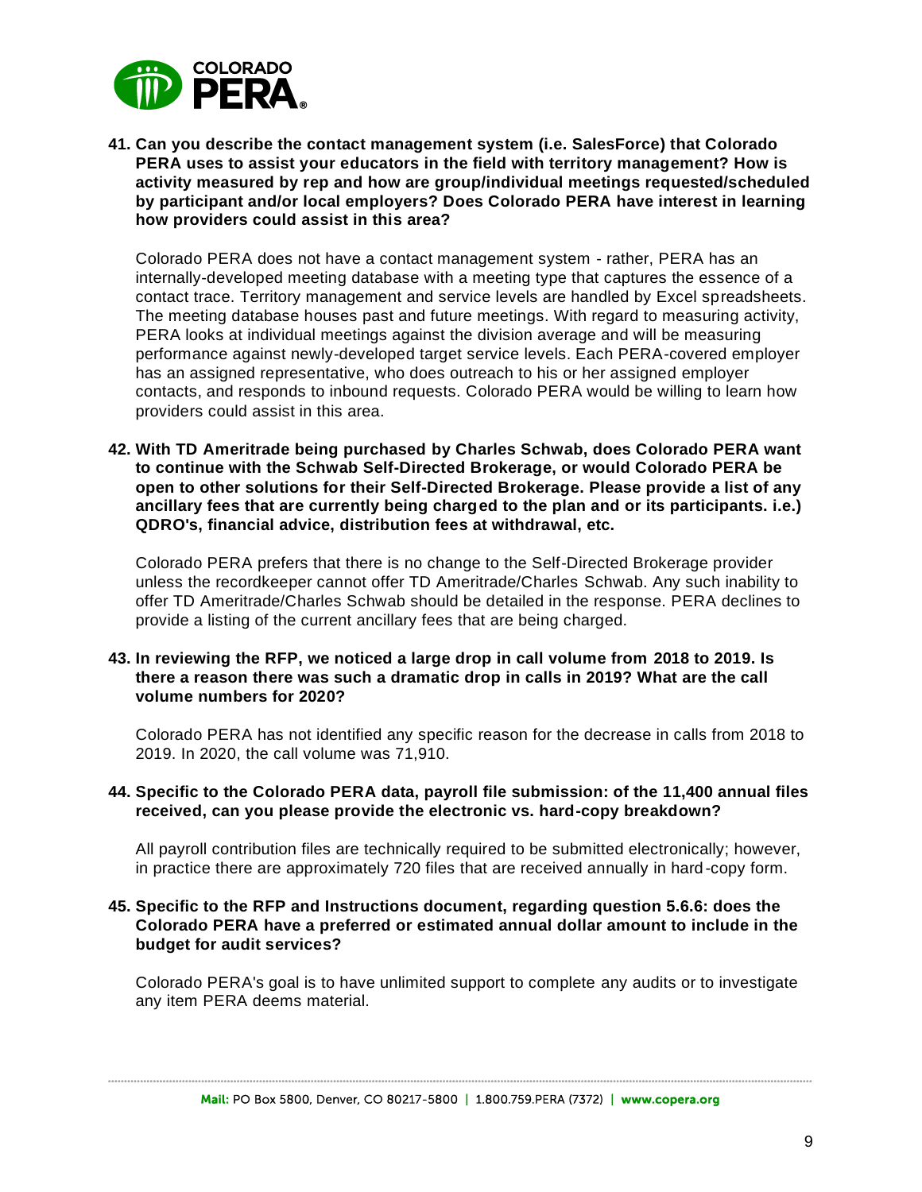**41. Can you describe the contact management system (i.e. SalesForce) that Colorado PERA uses to assist your educators in the field with territory management? How is activity measured by rep and how are group/individual meetings requested/scheduled by participant and/or local employers? Does Colorado PERA have interest in learning how providers could assist in this area?**

Colorado PERA does not have a contact management system - rather, PERA has an internally-developed meeting database with a meeting type that captures the essence of a contact trace. Territory management and service levels are handled by Excel spreadsheets. The meeting database houses past and future meetings. With regard to measuring activity, PERA looks at individual meetings against the division average and will be measuring performance against newly-developed target service levels. Each PERA-covered employer has an assigned representative, who does outreach to his or her assigned employer contacts, and responds to inbound requests. Colorado PERA would be willing to learn how providers could assist in this area.

**42. With TD Ameritrade being purchased by Charles Schwab, does Colorado PERA want to continue with the Schwab Self-Directed Brokerage, or would Colorado PERA be open to other solutions for their Self-Directed Brokerage. Please provide a list of any ancillary fees that are currently being charged to the plan and or its participants. i.e.) QDRO's, financial advice, distribution fees at withdrawal, etc.**

Colorado PERA prefers that there is no change to the Self-Directed Brokerage provider unless the recordkeeper cannot offer TD Ameritrade/Charles Schwab. Any such inability to offer TD Ameritrade/Charles Schwab should be detailed in the response. PERA declines to provide a listing of the current ancillary fees that are being charged.

**43. In reviewing the RFP, we noticed a large drop in call volume from 2018 to 2019. Is there a reason there was such a dramatic drop in calls in 2019? What are the call volume numbers for 2020?**

Colorado PERA has not identified any specific reason for the decrease in calls from 2018 to 2019. In 2020, the call volume was 71,910.

**44. Specific to the Colorado PERA data, payroll file submission: of the 11,400 annual files received, can you please provide the electronic vs. hard-copy breakdown?**

All payroll contribution files are technically required to be submitted electronically; however, in practice there are approximately 720 files that are received annually in hard-copy form.

**45. Specific to the RFP and Instructions document, regarding question 5.6.6: does the Colorado PERA have a preferred or estimated annual dollar amount to include in the budget for audit services?**

Colorado PERA's goal is to have unlimited support to complete any audits or to investigate any item PERA deems material.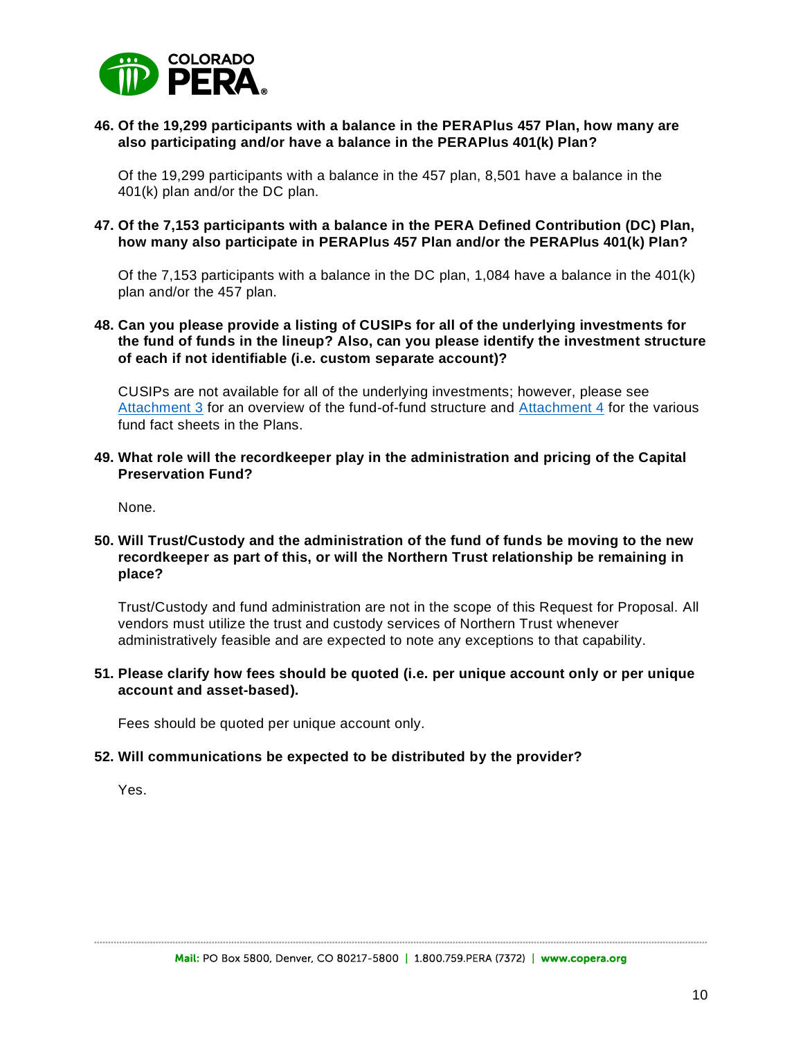**46. Of the 19,299 participants with a balance in the PERAPlus 457 Plan, how many are also participating and/or have a balance in the PERAPlus 401(k) Plan?**

Of the 19,299 participants with a balance in the 457 plan, 8,501 have a balance in the 401(k) plan and/or the DC plan.

**47. Of the 7,153 participants with a balance in the PERA Defined Contribution (DC) Plan, how many also participate in PERAPlus 457 Plan and/or the PERAPlus 401(k) Plan?**

Of the 7,153 participants with a balance in the DC plan, 1,084 have a balance in the 401(k) plan and/or the 457 plan.

**48. Can you please provide a listing of CUSIPs for all of the underlying investments for the fund of funds in the lineup? Also, can you please identify the investment structure of each if not identifiable (i.e. custom separate account)?**

CUSIPs are not available for all of the underlying investments; however, please see Attachment 3 for an overview of the fund-of-fund structure and Attachment 4 for the various fund fact sheets in the Plans.

**49. What role will the recordkeeper play in the administration and pricing of the Capital Preservation Fund?**

None.

**50. Will Trust/Custody and the administration of the fund of funds be moving to the new recordkeeper as part of this, or will the Northern Trust relationship be remaining in place?**

Trust/Custody and fund administration are not in the scope of this Request for Proposal. All vendors must utilize the trust and custody services of Northern Trust whenever administratively feasible and are expected to note any exceptions to that capability.

**51. Please clarify how fees should be quoted (i.e. per unique account only or per unique account and asset-based).**

Fees should be quoted per unique account only.

**52. Will communications be expected to be distributed by the provider?**

Yes.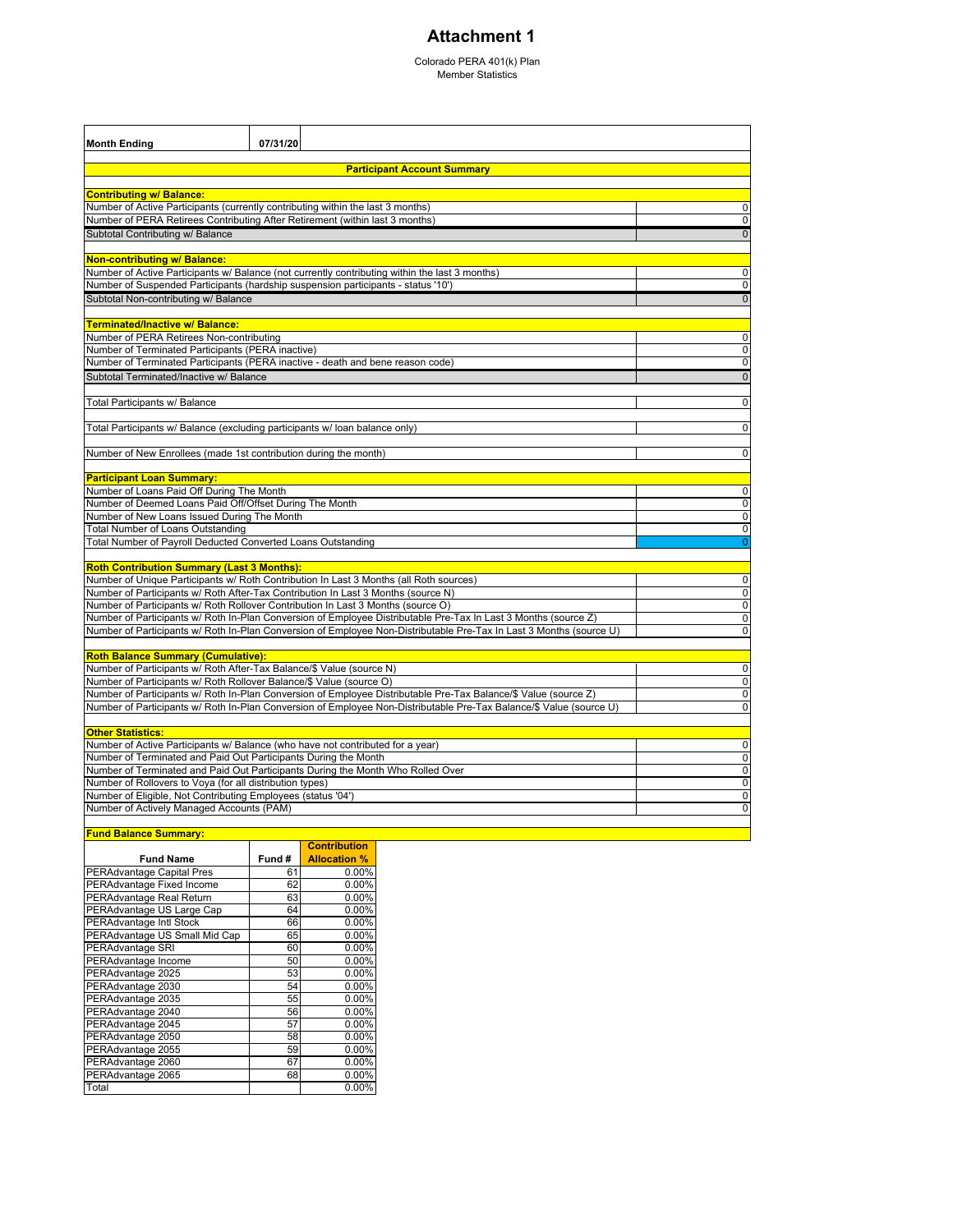# Attachment 1

Colorado PERA 401(k) Plan
Member Statistics

| Month Ending | 07/31/20 |
|---|---|

**Participant Account Summary**

| Contributing w/ Balance: | |
|---|---|
| Number of Active Participants (currently contributing within the last 3 months) | 0 |
| Number of PERA Retirees Contributing After Retirement (within last 3 months) | 0 |
| Subtotal Contributing w/ Balance | 0 |

| Non-contributing w/ Balance: | |
|---|---|
| Number of Active Participants w/ Balance (not currently contributing within the last 3 months) | 0 |
| Number of Suspended Participants (hardship suspension participants - status '10') | 0 |
| Subtotal Non-contributing w/ Balance | 0 |

| Terminated/Inactive w/ Balance: | |
|---|---|
| Number of PERA Retirees Non-contributing | 0 |
| Number of Terminated Participants (PERA inactive) | 0 |
| Number of Terminated Participants (PERA inactive - death and bene reason code) | 0 |
| Subtotal Terminated/Inactive w/ Balance | 0 |

| | |
|---|---|
| Total Participants w/ Balance | 0 |
| Total Participants w/ Balance (excluding participants w/ loan balance only) | 0 |
| Number of New Enrollees (made 1st contribution during the month) | 0 |

| Participant Loan Summary: | |
|---|---|
| Number of Loans Paid Off During The Month | 0 |
| Number of Deemed Loans Paid Off/Offset During The Month | 0 |
| Number of New Loans Issued During The Month | 0 |
| Total Number of Loans Outstanding | 0 |
| Total Number of Payroll Deducted Converted Loans Outstanding | 0 |

| Roth Contribution Summary (Last 3 Months): | |
|---|---|
| Number of Unique Participants w/ Roth Contribution In Last 3 Months (all Roth sources) | 0 |
| Number of Participants w/ Roth After-Tax Contribution In Last 3 Months (source N) | 0 |
| Number of Participants w/ Roth Rollover Contribution In Last 3 Months (source O) | 0 |
| Number of Participants w/ Roth In-Plan Conversion of Employee Distributable Pre-Tax In Last 3 Months (source Z) | 0 |
| Number of Participants w/ Roth In-Plan Conversion of Employee Non-Distributable Pre-Tax In Last 3 Months (source U) | 0 |

| Roth Balance Summary (Cumulative): | |
|---|---|
| Number of Participants w/ Roth After-Tax Balance/$ Value (source N) | 0 |
| Number of Participants w/ Roth Rollover Balance/$ Value (source O) | 0 |
| Number of Participants w/ Roth In-Plan Conversion of Employee Distributable Pre-Tax Balance/$ Value (source Z) | 0 |
| Number of Participants w/ Roth In-Plan Conversion of Employee Non-Distributable Pre-Tax Balance/$ Value (source U) | 0 |

| Other Statistics: | |
|---|---|
| Number of Active Participants w/ Balance (who have not contributed for a year) | 0 |
| Number of Terminated and Paid Out Participants During the Month | 0 |
| Number of Terminated and Paid Out Participants During the Month Who Rolled Over | 0 |
| Number of Rollovers to Voya (for all distribution types) | 0 |
| Number of Eligible, Not Contributing Employees (status '04') | 0 |
| Number of Actively Managed Accounts (PAM) | 0 |

**Fund Balance Summary:**

| Fund Name | Fund # | Contribution Allocation % |
|---|---|---|
| PERAdvantage Capital Pres | 61 | 0.00% |
| PERAdvantage Fixed Income | 62 | 0.00% |
| PERAdvantage Real Return | 63 | 0.00% |
| PERAdvantage US Large Cap | 64 | 0.00% |
| PERAdvantage Intl Stock | 66 | 0.00% |
| PERAdvantage US Small Mid Cap | 65 | 0.00% |
| PERAdvantage SRI | 60 | 0.00% |
| PERAdvantage Income | 50 | 0.00% |
| PERAdvantage 2025 | 53 | 0.00% |
| PERAdvantage 2030 | 54 | 0.00% |
| PERAdvantage 2035 | 55 | 0.00% |
| PERAdvantage 2040 | 56 | 0.00% |
| PERAdvantage 2045 | 57 | 0.00% |
| PERAdvantage 2050 | 58 | 0.00% |
| PERAdvantage 2055 | 59 | 0.00% |
| PERAdvantage 2060 | 67 | 0.00% |
| PERAdvantage 2065 | 68 | 0.00% |
| Total | | 0.00% |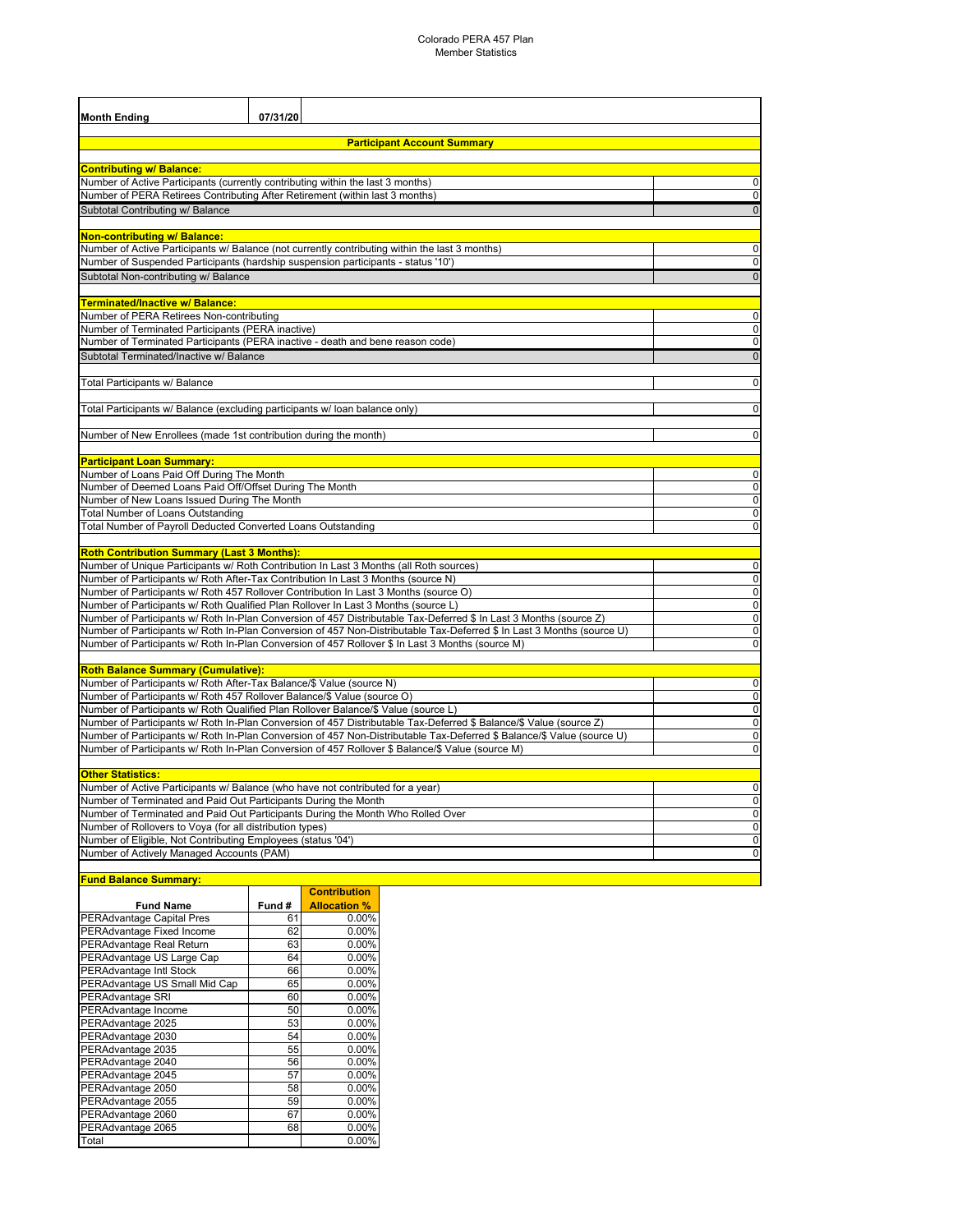Colorado PERA 457 Plan
Member Statistics

| Month Ending | 07/31/20 |
|---|---|

**Participant Account Summary**

| **Contributing w/ Balance:** | |
|---|---|
| Number of Active Participants (currently contributing within the last 3 months) | 0 |
| Number of PERA Retirees Contributing After Retirement (within last 3 months) | 0 |
| Subtotal Contributing w/ Balance | 0 |
| | |
| **Non-contributing w/ Balance:** | |
| Number of Active Participants w/ Balance (not currently contributing within the last 3 months) | 0 |
| Number of Suspended Participants (hardship suspension participants - status '10') | 0 |
| Subtotal Non-contributing w/ Balance | 0 |
| | |
| **Terminated/Inactive w/ Balance:** | |
| Number of PERA Retirees Non-contributing | 0 |
| Number of Terminated Participants (PERA inactive) | 0 |
| Number of Terminated Participants (PERA inactive - death and bene reason code) | 0 |
| Subtotal Terminated/Inactive w/ Balance | 0 |
| | |
| Total Participants w/ Balance | 0 |
| | |
| Total Participants w/ Balance (excluding participants w/ loan balance only) | 0 |
| | |
| Number of New Enrollees (made 1st contribution during the month) | 0 |
| | |
| **Participant Loan Summary:** | |
| Number of Loans Paid Off During The Month | 0 |
| Number of Deemed Loans Paid Off/Offset During The Month | 0 |
| Number of New Loans Issued During The Month | 0 |
| Total Number of Loans Outstanding | 0 |
| Total Number of Payroll Deducted Converted Loans Outstanding | 0 |
| | |
| **Roth Contribution Summary (Last 3 Months):** | |
| Number of Unique Participants w/ Roth Contribution In Last 3 Months (all Roth sources) | 0 |
| Number of Participants w/ Roth After-Tax Contribution In Last 3 Months (source N) | 0 |
| Number of Participants w/ Roth 457 Rollover Contribution In Last 3 Months (source O) | 0 |
| Number of Participants w/ Roth Qualified Plan Rollover In Last 3 Months (source L) | 0 |
| Number of Participants w/ Roth In-Plan Conversion of 457 Distributable Tax-Deferred $ In Last 3 Months (source Z) | 0 |
| Number of Participants w/ Roth In-Plan Conversion of 457 Non-Distributable Tax-Deferred $ In Last 3 Months (source U) | 0 |
| Number of Participants w/ Roth In-Plan Conversion of 457 Rollover $ In Last 3 Months (source M) | 0 |
| | |
| **Roth Balance Summary (Cumulative):** | |
| Number of Participants w/ Roth After-Tax Balance/$ Value (source N) | 0 |
| Number of Participants w/ Roth 457 Rollover Balance/$ Value (source O) | 0 |
| Number of Participants w/ Roth Qualified Plan Rollover Balance/$ Value (source L) | 0 |
| Number of Participants w/ Roth In-Plan Conversion of 457 Distributable Tax-Deferred $ Balance/$ Value (source Z) | 0 |
| Number of Participants w/ Roth In-Plan Conversion of 457 Non-Distributable Tax-Deferred $ Balance/$ Value (source U) | 0 |
| Number of Participants w/ Roth In-Plan Conversion of 457 Rollover $ Balance/$ Value (source M) | 0 |
| | |
| **Other Statistics:** | |
| Number of Active Participants w/ Balance (who have not contributed for a year) | 0 |
| Number of Terminated and Paid Out Participants During the Month | 0 |
| Number of Terminated and Paid Out Participants During the Month Who Rolled Over | 0 |
| Number of Rollovers to Voya (for all distribution types) | 0 |
| Number of Eligible, Not Contributing Employees (status '04') | 0 |
| Number of Actively Managed Accounts (PAM) | 0 |

**Fund Balance Summary:**

| Fund Name | Fund # | Contribution Allocation % |
|---|---|---|
| PERAdvantage Capital Pres | 61 | 0.00% |
| PERAdvantage Fixed Income | 62 | 0.00% |
| PERAdvantage Real Return | 63 | 0.00% |
| PERAdvantage US Large Cap | 64 | 0.00% |
| PERAdvantage Intl Stock | 66 | 0.00% |
| PERAdvantage US Small Mid Cap | 65 | 0.00% |
| PERAdvantage SRI | 60 | 0.00% |
| PERAdvantage Income | 50 | 0.00% |
| PERAdvantage 2025 | 53 | 0.00% |
| PERAdvantage 2030 | 54 | 0.00% |
| PERAdvantage 2035 | 55 | 0.00% |
| PERAdvantage 2040 | 56 | 0.00% |
| PERAdvantage 2045 | 57 | 0.00% |
| PERAdvantage 2050 | 58 | 0.00% |
| PERAdvantage 2055 | 59 | 0.00% |
| PERAdvantage 2060 | 67 | 0.00% |
| PERAdvantage 2065 | 68 | 0.00% |
| Total | | 0.00% |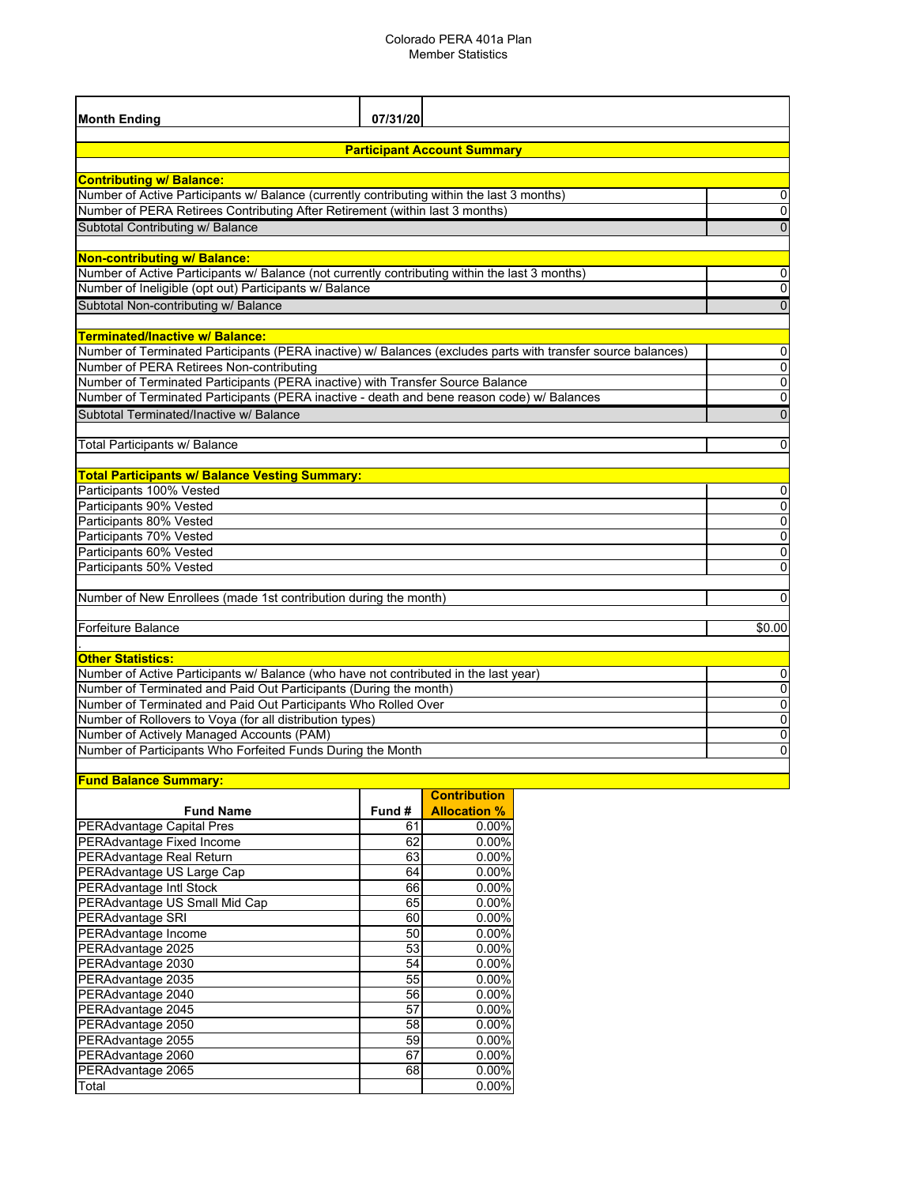# Colorado PERA 401a Plan
## Member Statistics

| Month Ending | 07/31/20 |
|---|---|

**Participant Account Summary**

| **Contributing w/ Balance:** | |
|---|---|
| Number of Active Participants w/ Balance (currently contributing within the last 3 months) | 0 |
| Number of PERA Retirees Contributing After Retirement (within last 3 months) | 0 |
| Subtotal Contributing w/ Balance | 0 |
| **Non-contributing w/ Balance:** | |
| Number of Active Participants w/ Balance (not currently contributing within the last 3 months) | 0 |
| Number of Ineligible (opt out) Participants w/ Balance | 0 |
| Subtotal Non-contributing w/ Balance | 0 |
| **Terminated/Inactive w/ Balance:** | |
| Number of Terminated Participants (PERA inactive) w/ Balances (excludes parts with transfer source balances) | 0 |
| Number of PERA Retirees Non-contributing | 0 |
| Number of Terminated Participants (PERA inactive) with Transfer Source Balance | 0 |
| Number of Terminated Participants (PERA inactive - death and bene reason code) w/ Balances | 0 |
| Subtotal Terminated/Inactive w/ Balance | 0 |
| Total Participants w/ Balance | 0 |
| **Total Participants w/ Balance Vesting Summary:** | |
| Participants 100% Vested | 0 |
| Participants 90% Vested | 0 |
| Participants 80% Vested | 0 |
| Participants 70% Vested | 0 |
| Participants 60% Vested | 0 |
| Participants 50% Vested | 0 |
| Number of New Enrollees (made 1st contribution during the month) | 0 |
| Forfeiture Balance | $0.00 |
| **Other Statistics:** | |
| Number of Active Participants w/ Balance (who have not contributed in the last year) | 0 |
| Number of Terminated and Paid Out Participants (During the month) | 0 |
| Number of Terminated and Paid Out Participants Who Rolled Over | 0 |
| Number of Rollovers to Voya (for all distribution types) | 0 |
| Number of Actively Managed Accounts (PAM) | 0 |
| Number of Participants Who Forfeited Funds During the Month | 0 |

**Fund Balance Summary:**

| Fund Name | Fund # | Contribution Allocation % |
|---|---|---|
| PERAdvantage Capital Pres | 61 | 0.00% |
| PERAdvantage Fixed Income | 62 | 0.00% |
| PERAdvantage Real Return | 63 | 0.00% |
| PERAdvantage US Large Cap | 64 | 0.00% |
| PERAdvantage Intl Stock | 66 | 0.00% |
| PERAdvantage US Small Mid Cap | 65 | 0.00% |
| PERAdvantage SRI | 60 | 0.00% |
| PERAdvantage Income | 50 | 0.00% |
| PERAdvantage 2025 | 53 | 0.00% |
| PERAdvantage 2030 | 54 | 0.00% |
| PERAdvantage 2035 | 55 | 0.00% |
| PERAdvantage 2040 | 56 | 0.00% |
| PERAdvantage 2045 | 57 | 0.00% |
| PERAdvantage 2050 | 58 | 0.00% |
| PERAdvantage 2055 | 59 | 0.00% |
| PERAdvantage 2060 | 67 | 0.00% |
| PERAdvantage 2065 | 68 | 0.00% |
| Total | | 0.00% |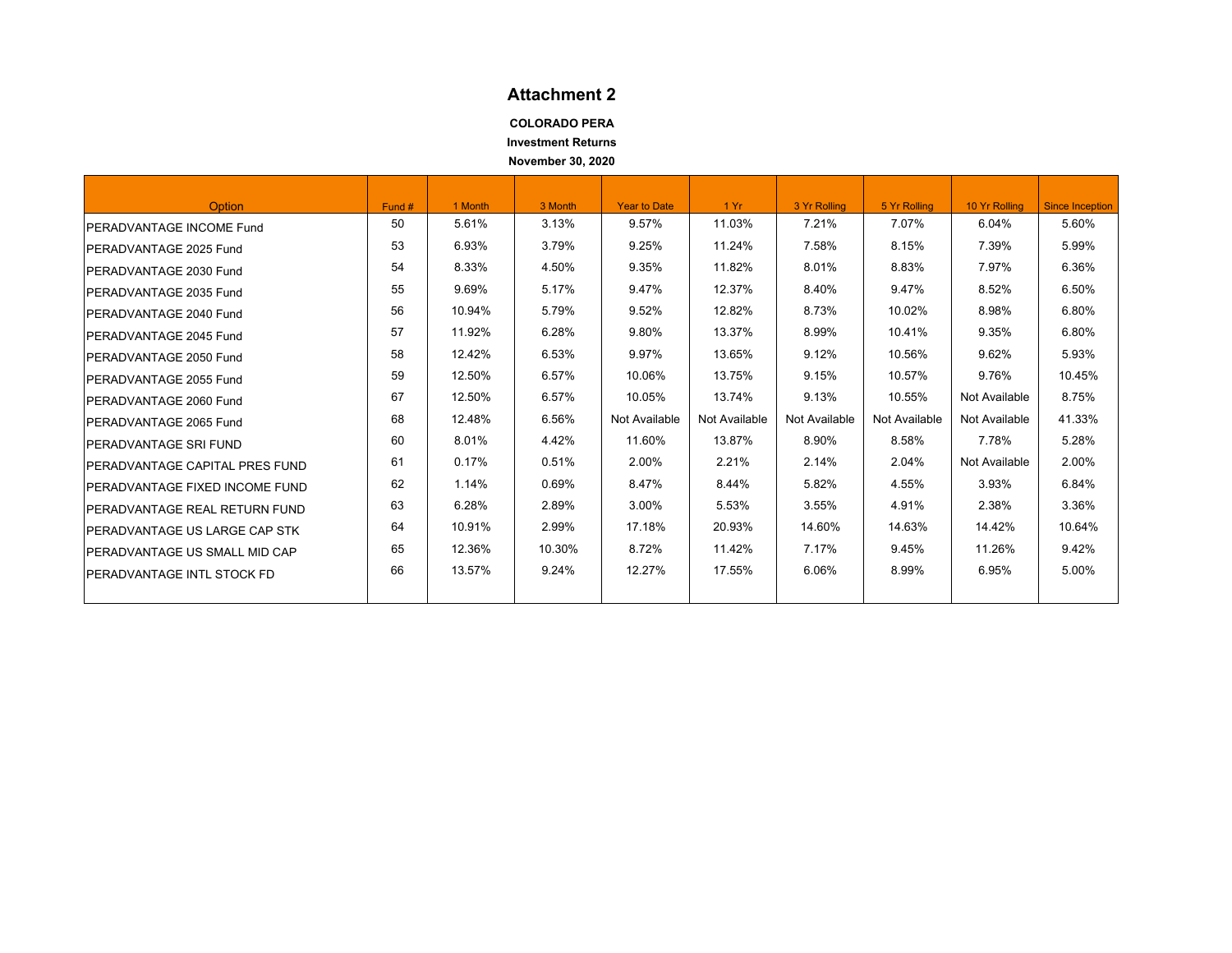# Attachment 2

**COLORADO PERA**

**Investment Returns**

**November 30, 2020**

| Option | Fund # | 1 Month | 3 Month | Year to Date | 1 Yr | 3 Yr Rolling | 5 Yr Rolling | 10 Yr Rolling | Since Inception |
|---|---|---|---|---|---|---|---|---|---|
| PERADVANTAGE INCOME Fund | 50 | 5.61% | 3.13% | 9.57% | 11.03% | 7.21% | 7.07% | 6.04% | 5.60% |
| PERADVANTAGE 2025 Fund | 53 | 6.93% | 3.79% | 9.25% | 11.24% | 7.58% | 8.15% | 7.39% | 5.99% |
| PERADVANTAGE 2030 Fund | 54 | 8.33% | 4.50% | 9.35% | 11.82% | 8.01% | 8.83% | 7.97% | 6.36% |
| PERADVANTAGE 2035 Fund | 55 | 9.69% | 5.17% | 9.47% | 12.37% | 8.40% | 9.47% | 8.52% | 6.50% |
| PERADVANTAGE 2040 Fund | 56 | 10.94% | 5.79% | 9.52% | 12.82% | 8.73% | 10.02% | 8.98% | 6.80% |
| PERADVANTAGE 2045 Fund | 57 | 11.92% | 6.28% | 9.80% | 13.37% | 8.99% | 10.41% | 9.35% | 6.80% |
| PERADVANTAGE 2050 Fund | 58 | 12.42% | 6.53% | 9.97% | 13.65% | 9.12% | 10.56% | 9.62% | 5.93% |
| PERADVANTAGE 2055 Fund | 59 | 12.50% | 6.57% | 10.06% | 13.75% | 9.15% | 10.57% | 9.76% | 10.45% |
| PERADVANTAGE 2060 Fund | 67 | 12.50% | 6.57% | 10.05% | 13.74% | 9.13% | 10.55% | Not Available | 8.75% |
| PERADVANTAGE 2065 Fund | 68 | 12.48% | 6.56% | Not Available | Not Available | Not Available | Not Available | Not Available | 41.33% |
| PERADVANTAGE SRI FUND | 60 | 8.01% | 4.42% | 11.60% | 13.87% | 8.90% | 8.58% | 7.78% | 5.28% |
| PERADVANTAGE CAPITAL PRES FUND | 61 | 0.17% | 0.51% | 2.00% | 2.21% | 2.14% | 2.04% | Not Available | 2.00% |
| PERADVANTAGE FIXED INCOME FUND | 62 | 1.14% | 0.69% | 8.47% | 8.44% | 5.82% | 4.55% | 3.93% | 6.84% |
| PERADVANTAGE REAL RETURN FUND | 63 | 6.28% | 2.89% | 3.00% | 5.53% | 3.55% | 4.91% | 2.38% | 3.36% |
| PERADVANTAGE US LARGE CAP STK | 64 | 10.91% | 2.99% | 17.18% | 20.93% | 14.60% | 14.63% | 14.42% | 10.64% |
| PERADVANTAGE US SMALL MID CAP | 65 | 12.36% | 10.30% | 8.72% | 11.42% | 7.17% | 9.45% | 11.26% | 9.42% |
| PERADVANTAGE INTL STOCK FD | 66 | 13.57% | 9.24% | 12.27% | 17.55% | 6.06% | 8.99% | 6.95% | 5.00% |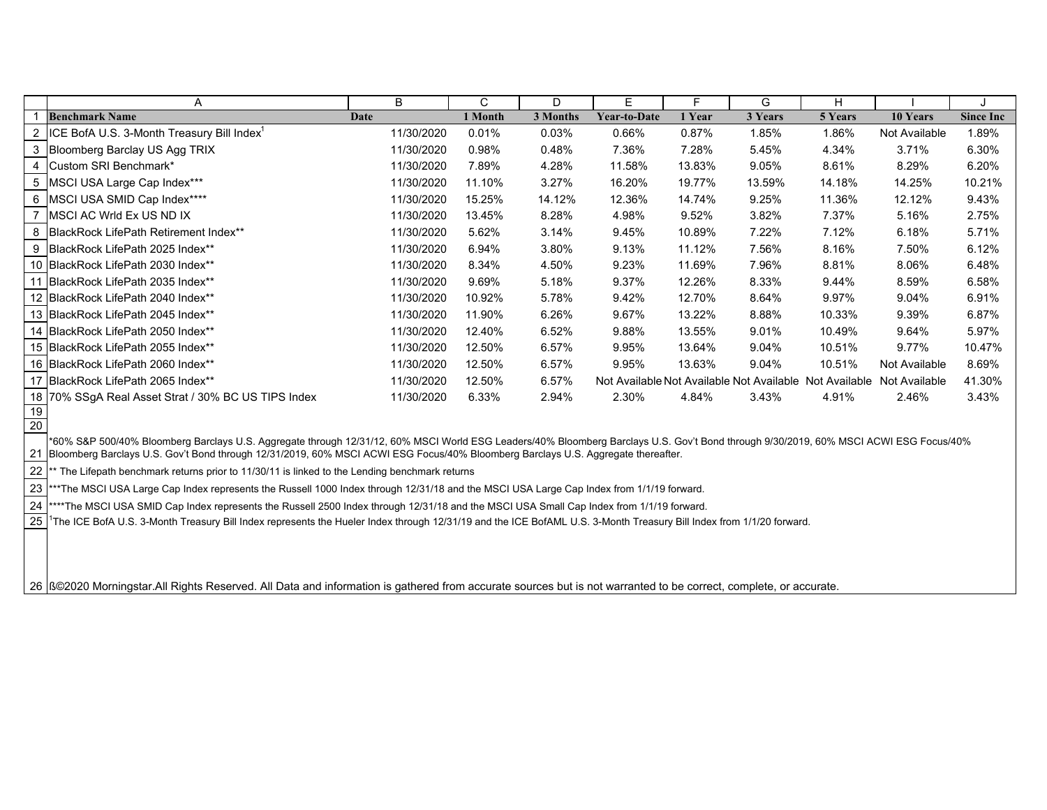| Benchmark Name | Date | 1 Month | 3 Months | Year-to-Date | 1 Year | 3 Years | 5 Years | 10 Years | Since Inc |
|---|---|---|---|---|---|---|---|---|---|
| ICE BofA U.S. 3-Month Treasury Bill Index[1] | 11/30/2020 | 0.01% | 0.03% | 0.66% | 0.87% | 1.85% | 1.86% | Not Available | 1.89% |
| Bloomberg Barclay US Agg TRIX | 11/30/2020 | 0.98% | 0.48% | 7.36% | 7.28% | 5.45% | 4.34% | 3.71% | 6.30% |
| Custom SRI Benchmark* | 11/30/2020 | 7.89% | 4.28% | 11.58% | 13.83% | 9.05% | 8.61% | 8.29% | 6.20% |
| MSCI USA Large Cap Index*** | 11/30/2020 | 11.10% | 3.27% | 16.20% | 19.77% | 13.59% | 14.18% | 14.25% | 10.21% |
| MSCI USA SMID Cap Index**** | 11/30/2020 | 15.25% | 14.12% | 12.36% | 14.74% | 9.25% | 11.36% | 12.12% | 9.43% |
| MSCI AC Wrld Ex US ND IX | 11/30/2020 | 13.45% | 8.28% | 4.98% | 9.52% | 3.82% | 7.37% | 5.16% | 2.75% |
| BlackRock LifePath Retirement Index** | 11/30/2020 | 5.62% | 3.14% | 9.45% | 10.89% | 7.22% | 7.12% | 6.18% | 5.71% |
| BlackRock LifePath 2025 Index** | 11/30/2020 | 6.94% | 3.80% | 9.13% | 11.12% | 7.56% | 8.16% | 7.50% | 6.12% |
| BlackRock LifePath 2030 Index** | 11/30/2020 | 8.34% | 4.50% | 9.23% | 11.69% | 7.96% | 8.81% | 8.06% | 6.48% |
| BlackRock LifePath 2035 Index** | 11/30/2020 | 9.69% | 5.18% | 9.37% | 12.26% | 8.33% | 9.44% | 8.59% | 6.58% |
| BlackRock LifePath 2040 Index** | 11/30/2020 | 10.92% | 5.78% | 9.42% | 12.70% | 8.64% | 9.97% | 9.04% | 6.91% |
| BlackRock LifePath 2045 Index** | 11/30/2020 | 11.90% | 6.26% | 9.67% | 13.22% | 8.88% | 10.33% | 9.39% | 6.87% |
| BlackRock LifePath 2050 Index** | 11/30/2020 | 12.40% | 6.52% | 9.88% | 13.55% | 9.01% | 10.49% | 9.64% | 5.97% |
| BlackRock LifePath 2055 Index** | 11/30/2020 | 12.50% | 6.57% | 9.95% | 13.64% | 9.04% | 10.51% | 9.77% | 10.47% |
| BlackRock LifePath 2060 Index** | 11/30/2020 | 12.50% | 6.57% | 9.95% | 13.63% | 9.04% | 10.51% | Not Available | 8.69% |
| BlackRock LifePath 2065 Index** | 11/30/2020 | 12.50% | 6.57% | Not Available | Not Available | Not Available | Not Available | Not Available | 41.30% |
| 70% SSgA Real Asset Strat / 30% BC US TIPS Index | 11/30/2020 | 6.33% | 2.94% | 2.30% | 4.84% | 3.43% | 4.91% | 2.46% | 3.43% |

*60% S&P 500/40% Bloomberg Barclays U.S. Aggregate through 12/31/12, 60% MSCI World ESG Leaders/40% Bloomberg Barclays U.S. Gov't Bond through 9/30/2019, 60% MSCI ACWI ESG Focus/40% Bloomberg Barclays U.S. Gov't Bond through 12/31/2019, 60% MSCI ACWI ESG Focus/40% Bloomberg Barclays U.S. Aggregate thereafter.

** The Lifepath benchmark returns prior to 11/30/11 is linked to the Lending benchmark returns

***The MSCI USA Large Cap Index represents the Russell 1000 Index through 12/31/18 and the MSCI USA Large Cap Index from 1/1/19 forward.

****The MSCI USA SMID Cap Index represents the Russell 2500 Index through 12/31/18 and the MSCI USA Small Cap Index from 1/1/19 forward.

[1]The ICE BofA U.S. 3-Month Treasury Bill Index represents the Hueler Index through 12/31/19 and the ICE BofAML U.S. 3-Month Treasury Bill Index from 1/1/20 forward.

ß©2020 Morningstar.All Rights Reserved. All Data and information is gathered from accurate sources but is not warranted to be correct, complete, or accurate.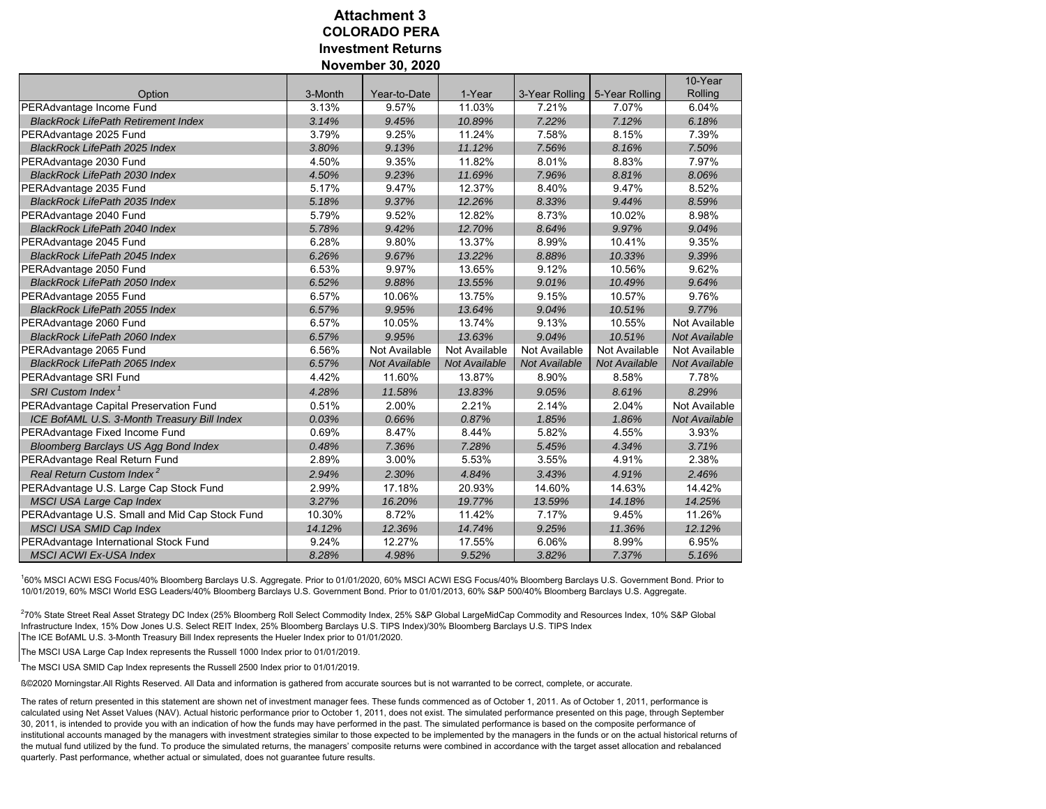# Attachment 3
## COLORADO PERA
## Investment Returns
## November 30, 2020

| Option | 3-Month | Year-to-Date | 1-Year | 3-Year Rolling | 5-Year Rolling | 10-Year Rolling |
|---|---|---|---|---|---|---|
| PERAdvantage Income Fund | 3.13% | 9.57% | 11.03% | 7.21% | 7.07% | 6.04% |
| *BlackRock LifePath Retirement Index* | *3.14%* | *9.45%* | *10.89%* | *7.22%* | *7.12%* | *6.18%* |
| PERAdvantage 2025 Fund | 3.79% | 9.25% | 11.24% | 7.58% | 8.15% | 7.39% |
| *BlackRock LifePath 2025 Index* | *3.80%* | *9.13%* | *11.12%* | *7.56%* | *8.16%* | *7.50%* |
| PERAdvantage 2030 Fund | 4.50% | 9.35% | 11.82% | 8.01% | 8.83% | 7.97% |
| *BlackRock LifePath 2030 Index* | *4.50%* | *9.23%* | *11.69%* | *7.96%* | *8.81%* | *8.06%* |
| PERAdvantage 2035 Fund | 5.17% | 9.47% | 12.37% | 8.40% | 9.47% | 8.52% |
| *BlackRock LifePath 2035 Index* | *5.18%* | *9.37%* | *12.26%* | *8.33%* | *9.44%* | *8.59%* |
| PERAdvantage 2040 Fund | 5.79% | 9.52% | 12.82% | 8.73% | 10.02% | 8.98% |
| *BlackRock LifePath 2040 Index* | *5.78%* | *9.42%* | *12.70%* | *8.64%* | *9.97%* | *9.04%* |
| PERAdvantage 2045 Fund | 6.28% | 9.80% | 13.37% | 8.99% | 10.41% | 9.35% |
| *BlackRock LifePath 2045 Index* | *6.26%* | *9.67%* | *13.22%* | *8.88%* | *10.33%* | *9.39%* |
| PERAdvantage 2050 Fund | 6.53% | 9.97% | 13.65% | 9.12% | 10.56% | 9.62% |
| *BlackRock LifePath 2050 Index* | *6.52%* | *9.88%* | *13.55%* | *9.01%* | *10.49%* | *9.64%* |
| PERAdvantage 2055 Fund | 6.57% | 10.06% | 13.75% | 9.15% | 10.57% | 9.76% |
| *BlackRock LifePath 2055 Index* | *6.57%* | *9.95%* | *13.64%* | *9.04%* | *10.51%* | *9.77%* |
| PERAdvantage 2060 Fund | 6.57% | 10.05% | 13.74% | 9.13% | 10.55% | Not Available |
| *BlackRock LifePath 2060 Index* | *6.57%* | *9.95%* | *13.63%* | *9.04%* | *10.51%* | *Not Available* |
| PERAdvantage 2065 Fund | 6.56% | Not Available | Not Available | Not Available | Not Available | Not Available |
| *BlackRock LifePath 2065 Index* | *6.57%* | *Not Available* | *Not Available* | *Not Available* | *Not Available* | *Not Available* |
| PERAdvantage SRI Fund | 4.42% | 11.60% | 13.87% | 8.90% | 8.58% | 7.78% |
| *SRI Custom Index* [1] | *4.28%* | *11.58%* | *13.83%* | *9.05%* | *8.61%* | *8.29%* |
| PERAdvantage Capital Preservation Fund | 0.51% | 2.00% | 2.21% | 2.14% | 2.04% | Not Available |
| *ICE BofAML U.S. 3-Month Treasury Bill Index* | *0.03%* | *0.66%* | *0.87%* | *1.85%* | *1.86%* | *Not Available* |
| PERAdvantage Fixed Income Fund | 0.69% | 8.47% | 8.44% | 5.82% | 4.55% | 3.93% |
| *Bloomberg Barclays US Agg Bond Index* | *0.48%* | *7.36%* | *7.28%* | *5.45%* | *4.34%* | *3.71%* |
| PERAdvantage Real Return Fund | 2.89% | 3.00% | 5.53% | 3.55% | 4.91% | 2.38% |
| *Real Return Custom Index* [2] | *2.94%* | *2.30%* | *4.84%* | *3.43%* | *4.91%* | *2.46%* |
| PERAdvantage U.S. Large Cap Stock Fund | 2.99% | 17.18% | 20.93% | 14.60% | 14.63% | 14.42% |
| *MSCI USA Large Cap Index* | *3.27%* | *16.20%* | *19.77%* | *13.59%* | *14.18%* | *14.25%* |
| PERAdvantage U.S. Small and Mid Cap Stock Fund | 10.30% | 8.72% | 11.42% | 7.17% | 9.45% | 11.26% |
| *MSCI USA SMID Cap Index* | *14.12%* | *12.36%* | *14.74%* | *9.25%* | *11.36%* | *12.12%* |
| PERAdvantage International Stock Fund | 9.24% | 12.27% | 17.55% | 6.06% | 8.99% | 6.95% |
| *MSCI ACWI Ex-USA Index* | *8.28%* | *4.98%* | *9.52%* | *3.82%* | *7.37%* | *5.16%* |

[1] 60% MSCI ACWI ESG Focus/40% Bloomberg Barclays U.S. Aggregate. Prior to 01/01/2020, 60% MSCI ACWI ESG Focus/40% Bloomberg Barclays U.S. Government Bond. Prior to 10/01/2019, 60% MSCI World ESG Leaders/40% Bloomberg Barclays U.S. Government Bond. Prior to 01/01/2013, 60% S&P 500/40% Bloomberg Barclays U.S. Aggregate.

[2] 70% State Street Real Asset Strategy DC Index (25% Bloomberg Roll Select Commodity Index, 25% S&P Global LargeMidCap Commodity and Resources Index, 10% S&P Global Infrastructure Index, 15% Dow Jones U.S. Select REIT Index, 25% Bloomberg Barclays U.S. TIPS Index)/30% Bloomberg Barclays U.S. TIPS Index

The ICE BofAML U.S. 3-Month Treasury Bill Index represents the Hueler Index prior to 01/01/2020.

The MSCI USA Large Cap Index represents the Russell 1000 Index prior to 01/01/2019.

The MSCI USA SMID Cap Index represents the Russell 2500 Index prior to 01/01/2019.

ß©2020 Morningstar.All Rights Reserved. All Data and information is gathered from accurate sources but is not warranted to be correct, complete, or accurate.

The rates of return presented in this statement are shown net of investment manager fees. These funds commenced as of October 1, 2011. As of October 1, 2011, performance is calculated using Net Asset Values (NAV). Actual historic performance prior to October 1, 2011, does not exist. The simulated performance presented on this page, through September 30, 2011, is intended to provide you with an indication of how the funds may have performed in the past. The simulated performance is based on the composite performance of institutional accounts managed by the managers with investment strategies similar to those expected to be implemented by the managers in the funds or on the actual historical returns of the mutual fund utilized by the fund. To produce the simulated returns, the managers' composite returns were combined in accordance with the target asset allocation and rebalanced quarterly. Past performance, whether actual or simulated, does not guarantee future results.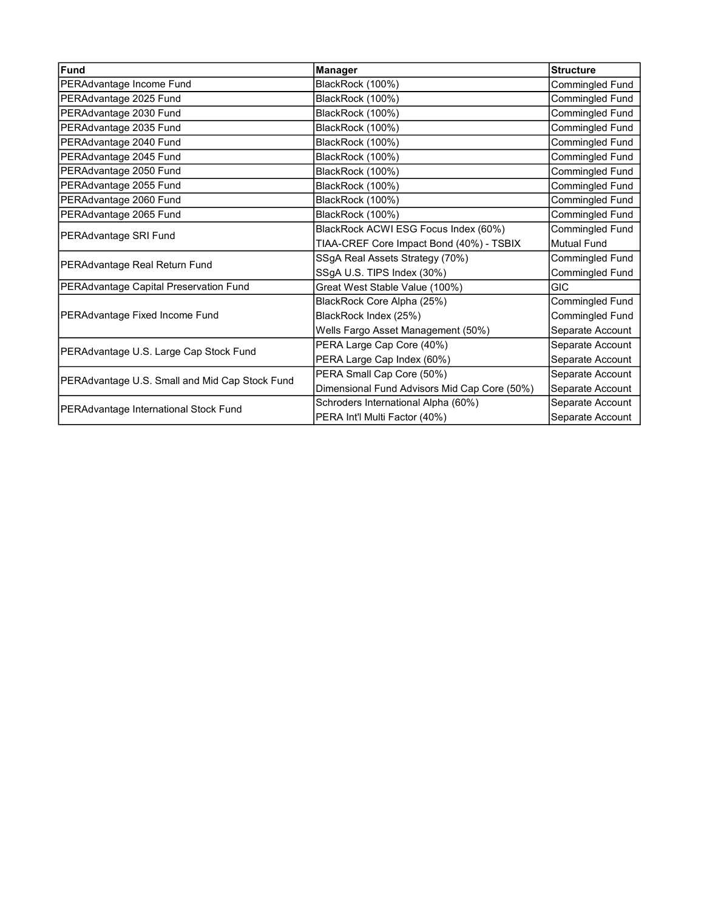| Fund | Manager | Structure |
| --- | --- | --- |
| PERAdvantage Income Fund | BlackRock (100%) | Commingled Fund |
| PERAdvantage 2025 Fund | BlackRock (100%) | Commingled Fund |
| PERAdvantage 2030 Fund | BlackRock (100%) | Commingled Fund |
| PERAdvantage 2035 Fund | BlackRock (100%) | Commingled Fund |
| PERAdvantage 2040 Fund | BlackRock (100%) | Commingled Fund |
| PERAdvantage 2045 Fund | BlackRock (100%) | Commingled Fund |
| PERAdvantage 2050 Fund | BlackRock (100%) | Commingled Fund |
| PERAdvantage 2055 Fund | BlackRock (100%) | Commingled Fund |
| PERAdvantage 2060 Fund | BlackRock (100%) | Commingled Fund |
| PERAdvantage 2065 Fund | BlackRock (100%) | Commingled Fund |
| PERAdvantage SRI Fund | BlackRock ACWI ESG Focus Index (60%) | Commingled Fund |
| | TIAA-CREF Core Impact Bond (40%) - TSBIX | Mutual Fund |
| PERAdvantage Real Return Fund | SSgA Real Assets Strategy (70%) | Commingled Fund |
| | SSgA U.S. TIPS Index (30%) | Commingled Fund |
| PERAdvantage Capital Preservation Fund | Great West Stable Value (100%) | GIC |
| PERAdvantage Fixed Income Fund | BlackRock Core Alpha (25%) | Commingled Fund |
| | BlackRock Index (25%) | Commingled Fund |
| | Wells Fargo Asset Management (50%) | Separate Account |
| PERAdvantage U.S. Large Cap Stock Fund | PERA Large Cap Core (40%) | Separate Account |
| | PERA Large Cap Index (60%) | Separate Account |
| PERAdvantage U.S. Small and Mid Cap Stock Fund | PERA Small Cap Core (50%) | Separate Account |
| | Dimensional Fund Advisors Mid Cap Core (50%) | Separate Account |
| PERAdvantage International Stock Fund | Schroders International Alpha (60%) | Separate Account |
| | PERA Int'l Multi Factor (40%) | Separate Account |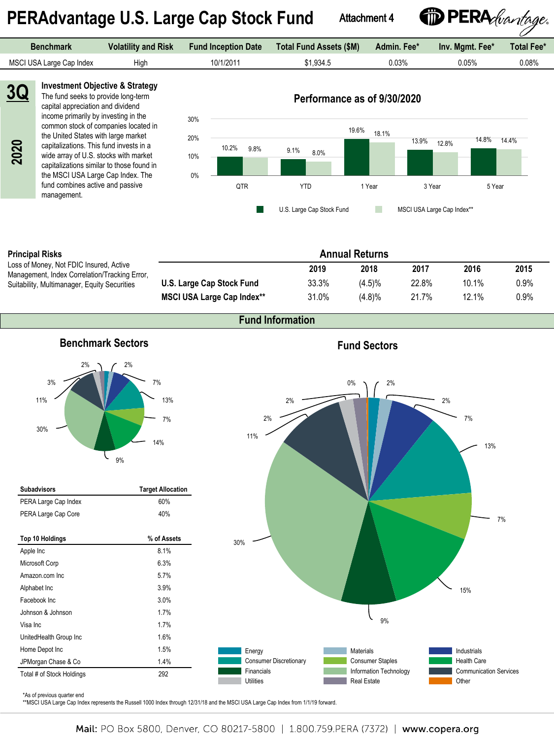# PERAdvantage U.S. Large Cap Stock Fund

Attachment 4

| Benchmark | Volatility and Risk | Fund Inception Date | Total Fund Assets ($M) | Admin. Fee* | Inv. Mgmt. Fee* | Total Fee* |
|---|---|---|---|---|---|---|
| MSCI USA Large Cap Index | High | 10/1/2011 | $1,934.5 | 0.03% | 0.05% | 0.08% |

**3Q 2020**

### Investment Objective & Strategy

The fund seeks to provide long-term capital appreciation and dividend income primarily by investing in the common stock of companies located in the United States with large market capitalizations. This fund invests in a wide array of U.S. stocks with market capitalizations similar to those found in the MSCI USA Large Cap Index. The fund combines active and passive management.

### Performance as of 9/30/2020

| | QTR | YTD | 1 Year | 3 Year | 5 Year |
|---|---|---|---|---|---|
| U.S. Large Cap Stock Fund | 10.2% | 9.1% | 19.6% | 13.9% | 14.8% |
| MSCI USA Large Cap Index** | 9.8% | 8.0% | 18.1% | 12.8% | 14.4% |

### Principal Risks

Loss of Money, Not FDIC Insured, Active Management, Index Correlation/Tracking Error, Suitability, Multimanager, Equity Securities

### Annual Returns

| | 2019 | 2018 | 2017 | 2016 | 2015 |
|---|---|---|---|---|---|
| **U.S. Large Cap Stock Fund** | 33.3% | (4.5)% | 22.8% | 10.1% | 0.9% |
| **MSCI USA Large Cap Index**** | 31.0% | (4.8)% | 21.7% | 12.1% | 0.9% |

## Fund Information

### Benchmark Sectors

2%, 2%, 7%, 13%, 7%, 14%, 9%, 30%, 11%, 3%

### Fund Sectors

0%, 2%, 2%, 7%, 13%, 7%, 15%, 9%, 30%, 11%, 2%, 2%

Energy, Consumer Discretionary, Financials, Utilities, Materials, Consumer Staples, Information Technology, Real Estate, Industrials, Health Care, Communication Services, Other

| Subadvisors | Target Allocation |
|---|---|
| PERA Large Cap Index | 60% |
| PERA Large Cap Core | 40% |

| Top 10 Holdings | % of Assets |
|---|---|
| Apple Inc | 8.1% |
| Microsoft Corp | 6.3% |
| Amazon.com Inc | 5.7% |
| Alphabet Inc | 3.9% |
| Facebook Inc | 3.0% |
| Johnson & Johnson | 1.7% |
| Visa Inc | 1.7% |
| UnitedHealth Group Inc | 1.6% |
| Home Depot Inc | 1.5% |
| JPMorgan Chase & Co | 1.4% |
| Total # of Stock Holdings | 292 |

*As of previous quarter end
**MSCI USA Large Cap Index represents the Russell 1000 Index through 12/31/18 and the MSCI USA Large Cap Index from 1/1/19 forward.

Mail: PO Box 5800, Denver, CO 80217-5800 | 1.800.759.PERA (7372) | www.copera.org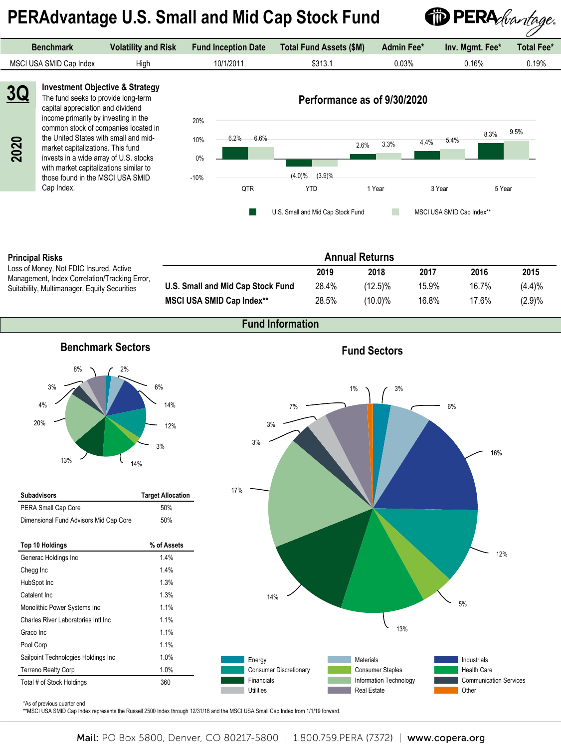# PERAdvantage U.S. Small and Mid Cap Stock Fund

| Benchmark | Volatility and Risk | Fund Inception Date | Total Fund Assets ($M) | Admin Fee* | Inv. Mgmt. Fee* | Total Fee* |
|---|---|---|---|---|---|---|
| MSCI USA SMID Cap Index | High | 10/1/2011 | $313.1 | 0.03% | 0.16% | 0.19% |

**3Q 2020**

### Investment Objective & Strategy

The fund seeks to provide long-term capital appreciation and dividend income primarily by investing in the common stock of companies located in the United States with small and mid-market capitalizations. This fund invests in a wide array of U.S. stocks with market capitalizations similar to those found in the MSCI USA SMID Cap Index.

### Performance as of 9/30/2020

| | QTR | YTD | 1 Year | 3 Year | 5 Year |
|---|---|---|---|---|---|
| U.S. Small and Mid Cap Stock Fund | 6.2% | (4.0)% | 2.6% | 4.4% | 8.3% |
| MSCI USA SMID Cap Index** | 6.6% | (3.9)% | 3.3% | 5.4% | 9.5% |

### Principal Risks

Loss of Money, Not FDIC Insured, Active Management, Index Correlation/Tracking Error, Suitability, Multimanager, Equity Securities

### Annual Returns

| | 2019 | 2018 | 2017 | 2016 | 2015 |
|---|---|---|---|---|---|
| **U.S. Small and Mid Cap Stock Fund** | 28.4% | (12.5)% | 15.9% | 16.7% | (4.4)% |
| **MSCI USA SMID Cap Index**** | 28.5% | (10.0)% | 16.8% | 17.6% | (2.9)% |

## Fund Information

### Benchmark Sectors

| Sector | % |
|---|---|
| Energy | 2% |
| Materials | 6% |
| Industrials | 14% |
| Consumer Discretionary | 12% |
| Consumer Staples | 3% |
| Health Care | 14% |
| Financials | 13% |
| Information Technology | 20% |
| Communication Services | 4% |
| Utilities | 3% |
| Real Estate | 8% |

### Fund Sectors

| Sector | % |
|---|---|
| Energy | 3% |
| Materials | 6% |
| Industrials | 16% |
| Consumer Discretionary | 12% |
| Consumer Staples | 5% |
| Health Care | 13% |
| Financials | 14% |
| Information Technology | 17% |
| Communication Services | 3% |
| Utilities | 3% |
| Real Estate | 7% |
| Other | 1% |

| Subadvisors | Target Allocation |
|---|---|
| PERA Small Cap Core | 50% |
| Dimensional Fund Advisors Mid Cap Core | 50% |

| Top 10 Holdings | % of Assets |
|---|---|
| Generac Holdings Inc | 1.4% |
| Chegg Inc | 1.4% |
| HubSpot Inc | 1.3% |
| Catalent Inc | 1.3% |
| Monolithic Power Systems Inc | 1.1% |
| Charles River Laboratories Intl Inc | 1.1% |
| Graco Inc | 1.1% |
| Pool Corp | 1.1% |
| Sailpoint Technologies Holdings Inc | 1.0% |
| Terreno Realty Corp | 1.0% |
| Total # of Stock Holdings | 360 |

*As of previous quarter end

**MSCI USA SMID Cap Index represents the Russell 2500 Index through 12/31/18 and the MSCI USA Small Cap Index from 1/1/19 forward.

Mail: PO Box 5800, Denver, CO 80217-5800 | 1.800.759.PERA (7372) | www.copera.org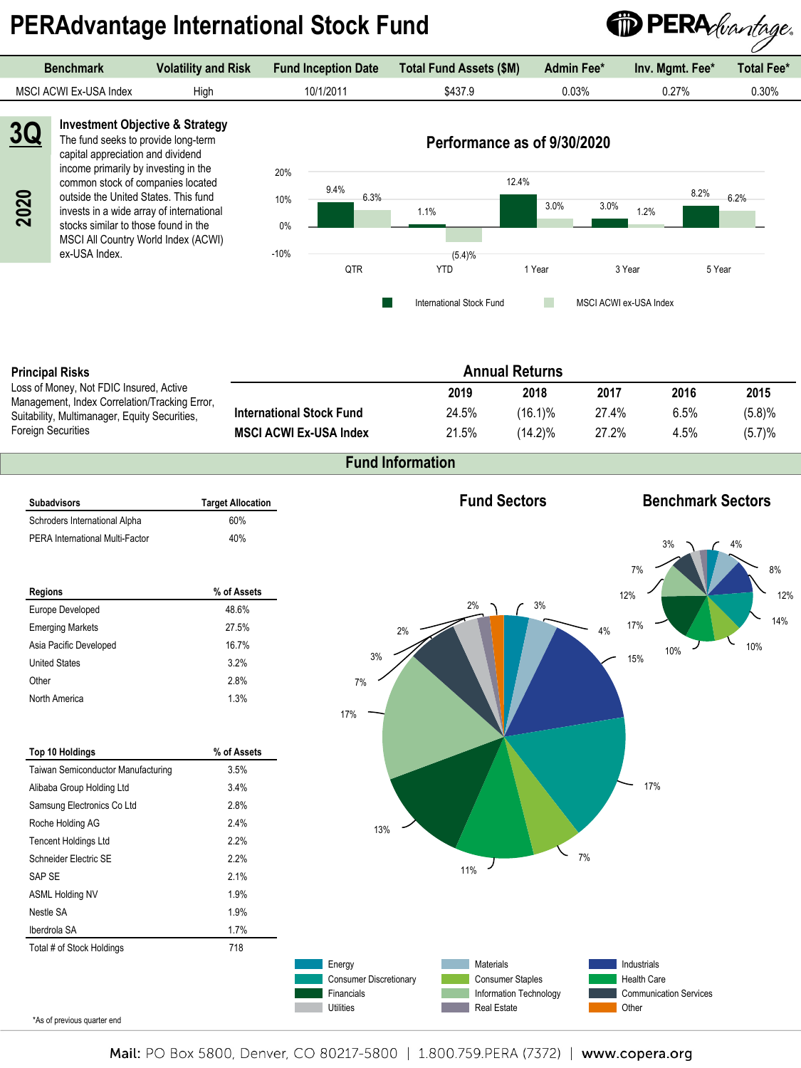# PERAdvantage International Stock Fund

| Benchmark | Volatility and Risk | Fund Inception Date | Total Fund Assets ($M) | Admin Fee* | Inv. Mgmt. Fee* | Total Fee* |
|---|---|---|---|---|---|---|
| MSCI ACWI Ex-USA Index | High | 10/1/2011 | $437.9 | 0.03% | 0.27% | 0.30% |

**3Q 2020**

### Investment Objective & Strategy

The fund seeks to provide long-term capital appreciation and dividend income primarily by investing in the common stock of companies located outside the United States. This fund invests in a wide array of international stocks similar to those found in the MSCI All Country World Index (ACWI) ex-USA Index.

### Performance as of 9/30/2020

| | QTR | YTD | 1 Year | 3 Year | 5 Year |
|---|---|---|---|---|---|
| International Stock Fund | 9.4% | 1.1% | 12.4% | 3.0% | 8.2% |
| MSCI ACWI ex-USA Index | 6.3% | (5.4)% | 3.0% | 1.2% | 6.2% |

### Principal Risks

Loss of Money, Not FDIC Insured, Active Management, Index Correlation/Tracking Error, Suitability, Multimanager, Equity Securities, Foreign Securities

### Annual Returns

| | 2019 | 2018 | 2017 | 2016 | 2015 |
|---|---|---|---|---|---|
| **International Stock Fund** | 24.5% | (16.1)% | 27.4% | 6.5% | (5.8)% |
| **MSCI ACWI Ex-USA Index** | 21.5% | (14.2)% | 27.2% | 4.5% | (5.7)% |

## Fund Information

| Subadvisors | Target Allocation |
|---|---|
| Schroders International Alpha | 60% |
| PERA International Multi-Factor | 40% |

| Regions | % of Assets |
|---|---|
| Europe Developed | 48.6% |
| Emerging Markets | 27.5% |
| Asia Pacific Developed | 16.7% |
| United States | 3.2% |
| Other | 2.8% |
| North America | 1.3% |

| Top 10 Holdings | % of Assets |
|---|---|
| Taiwan Semiconductor Manufacturing | 3.5% |
| Alibaba Group Holding Ltd | 3.4% |
| Samsung Electronics Co Ltd | 2.8% |
| Roche Holding AG | 2.4% |
| Tencent Holdings Ltd | 2.2% |
| Schneider Electric SE | 2.2% |
| SAP SE | 2.1% |
| ASML Holding NV | 1.9% |
| Nestle SA | 1.9% |
| Iberdrola SA | 1.7% |
| Total # of Stock Holdings | 718 |

### Fund Sectors

Energy 3%, Materials 4%, Industrials 15%, Consumer Discretionary 17%, Consumer Staples 7%, Health Care 11%, Financials 13%, Information Technology 17%, Communication Services 7%, Utilities 3%, Real Estate 2%, Other 2%

### Benchmark Sectors

Energy 3%, Materials 8%, Industrials 12%, Consumer Discretionary 14%, Consumer Staples 10%, Health Care 10%, Financials 17%, Information Technology 12%, Communication Services 7%, Utilities 3%, Real Estate 4%

Legend: Energy, Materials, Industrials, Consumer Discretionary, Consumer Staples, Health Care, Financials, Information Technology, Communication Services, Utilities, Real Estate, Other

*As of previous quarter end

**Mail:** PO Box 5800, Denver, CO 80217-5800 | 1.800.759.PERA (7372) | **www.copera.org**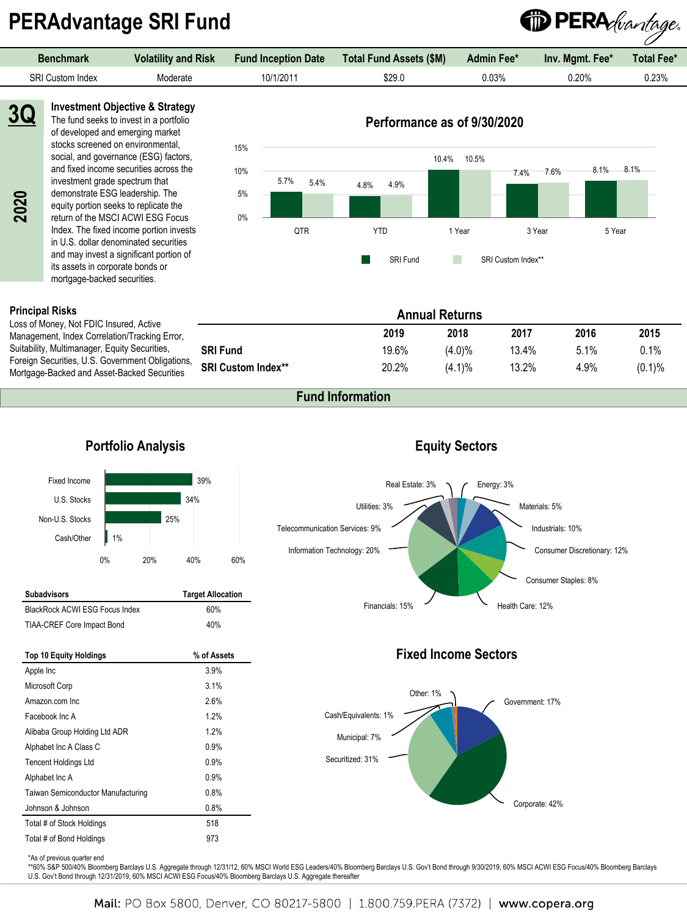# PERAdvantage SRI Fund

| Benchmark | Volatility and Risk | Fund Inception Date | Total Fund Assets ($M) | Admin Fee* | Inv. Mgmt. Fee* | Total Fee* |
|---|---|---|---|---|---|---|
| SRI Custom Index | Moderate | 10/1/2011 | $29.0 | 0.03% | 0.20% | 0.23% |

**3Q 2020**

### Investment Objective & Strategy

The fund seeks to invest in a portfolio of developed and emerging market stocks screened on environmental, social, and governance (ESG) factors, and fixed income securities across the investment grade spectrum that demonstrate ESG leadership. The equity portion seeks to replicate the return of the MSCI ACWI ESG Focus Index. The fixed income portion invests in U.S. dollar denominated securities and may invest a significant portion of its assets in corporate bonds or mortgage-backed securities.

### Performance as of 9/30/2020

| | QTR | YTD | 1 Year | 3 Year | 5 Year |
|---|---|---|---|---|---|
| SRI Fund | 5.7% | 4.8% | 10.4% | 7.4% | 8.1% |
| SRI Custom Index** | 5.4% | 4.9% | 10.5% | 7.6% | 8.1% |

### Principal Risks

Loss of Money, Not FDIC Insured, Active Management, Index Correlation/Tracking Error, Suitability, Multimanager, Equity Securities, Foreign Securities, U.S. Government Obligations, Mortgage-Backed and Asset-Backed Securities

### Annual Returns

| | 2019 | 2018 | 2017 | 2016 | 2015 |
|---|---|---|---|---|---|
| **SRI Fund** | 19.6% | (4.0)% | 13.4% | 5.1% | 0.1% |
| **SRI Custom Index**** | 20.2% | (4.1)% | 13.2% | 4.9% | (0.1)% |

## Fund Information

### Portfolio Analysis

| | |
|---|---|
| Fixed Income | 39% |
| U.S. Stocks | 34% |
| Non-U.S. Stocks | 25% |
| Cash/Other | 1% |

| Subadvisors | Target Allocation |
|---|---|
| BlackRock ACWI ESG Focus Index | 60% |
| TIAA-CREF Core Impact Bond | 40% |

| Top 10 Equity Holdings | % of Assets |
|---|---|
| Apple Inc | 3.9% |
| Microsoft Corp | 3.1% |
| Amazon.com Inc | 2.6% |
| Facebook Inc A | 1.2% |
| Alibaba Group Holding Ltd ADR | 1.2% |
| Alphabet Inc A Class C | 0.9% |
| Tencent Holdings Ltd | 0.9% |
| Alphabet Inc A | 0.9% |
| Taiwan Semiconductor Manufacturing | 0.8% |
| Johnson & Johnson | 0.8% |
| Total # of Stock Holdings | 518 |
| Total # of Bond Holdings | 973 |

### Equity Sectors

| Sector | % |
|---|---|
| Real Estate | 3% |
| Energy | 3% |
| Materials | 5% |
| Industrials | 10% |
| Consumer Discretionary | 12% |
| Consumer Staples | 8% |
| Health Care | 12% |
| Financials | 15% |
| Information Technology | 20% |
| Telecommunication Services | 9% |
| Utilities | 3% |

### Fixed Income Sectors

| Sector | % |
|---|---|
| Government | 17% |
| Corporate | 42% |
| Securitized | 31% |
| Municipal | 7% |
| Cash/Equivalents | 1% |
| Other | 1% |

*As of previous quarter end

**60% S&P 500/40% Bloomberg Barclays U.S. Aggregate through 12/31/12, 60% MSCI World ESG Leaders/40% Bloomberg Barclays U.S. Gov't Bond through 9/30/2019, 60% MSCI ACWI ESG Focus/40% Bloomberg Barclays U.S. Gov't Bond through 12/31/2019, 60% MSCI ACWI ESG Focus/40% Bloomberg Barclays U.S. Aggregate thereafter

Mail: PO Box 5800, Denver, CO 80217-5800 | 1.800.759.PERA (7372) | www.copera.org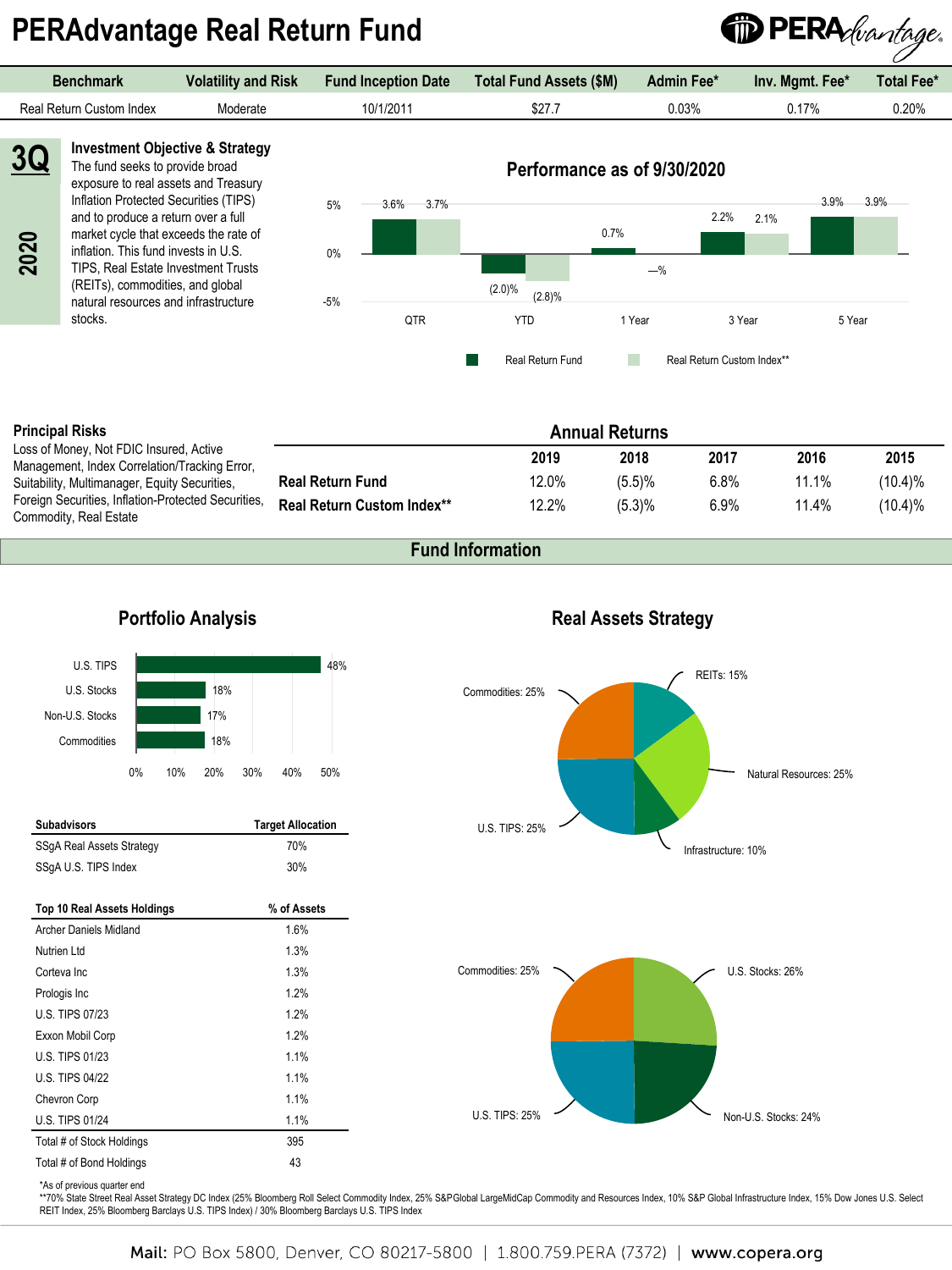# PERAdvantage Real Return Fund

| Benchmark | Volatility and Risk | Fund Inception Date | Total Fund Assets ($M) | Admin Fee* | Inv. Mgmt. Fee* | Total Fee* |
|---|---|---|---|---|---|---|
| Real Return Custom Index | Moderate | 10/1/2011 | $27.7 | 0.03% | 0.17% | 0.20% |

**3Q 2020**

## Investment Objective & Strategy

The fund seeks to provide broad exposure to real assets and Treasury Inflation Protected Securities (TIPS) and to produce a return over a full market cycle that exceeds the rate of inflation. This fund invests in U.S. TIPS, Real Estate Investment Trusts (REITs), commodities, and global natural resources and infrastructure stocks.

## Performance as of 9/30/2020

| | QTR | YTD | 1 Year | 3 Year | 5 Year |
|---|---|---|---|---|---|
| Real Return Fund | 3.6% | (2.0)% | 0.7% | 2.2% | 3.9% |
| Real Return Custom Index** | 3.7% | (2.8)% | —% | 2.1% | 3.9% |

## Principal Risks

Loss of Money, Not FDIC Insured, Active Management, Index Correlation/Tracking Error, Suitability, Multimanager, Equity Securities, Foreign Securities, Inflation-Protected Securities, Commodity, Real Estate

## Annual Returns

| | 2019 | 2018 | 2017 | 2016 | 2015 |
|---|---|---|---|---|---|
| **Real Return Fund** | 12.0% | (5.5)% | 6.8% | 11.1% | (10.4)% |
| **Real Return Custom Index**** | 12.2% | (5.3)% | 6.9% | 11.4% | (10.4)% |

## Fund Information

### Portfolio Analysis

| | |
|---|---|
| U.S. TIPS | 48% |
| U.S. Stocks | 18% |
| Non-U.S. Stocks | 17% |
| Commodities | 18% |

| Subadvisors | Target Allocation |
|---|---|
| SSgA Real Assets Strategy | 70% |
| SSgA U.S. TIPS Index | 30% |

| Top 10 Real Assets Holdings | % of Assets |
|---|---|
| Archer Daniels Midland | 1.6% |
| Nutrien Ltd | 1.3% |
| Corteva Inc | 1.3% |
| Prologis Inc | 1.2% |
| U.S. TIPS 07/23 | 1.2% |
| Exxon Mobil Corp | 1.2% |
| U.S. TIPS 01/23 | 1.1% |
| U.S. TIPS 04/22 | 1.1% |
| Chevron Corp | 1.1% |
| U.S. TIPS 01/24 | 1.1% |
| Total # of Stock Holdings | 395 |
| Total # of Bond Holdings | 43 |

### Real Assets Strategy

- REITs: 15%
- Natural Resources: 25%
- Infrastructure: 10%
- U.S. TIPS: 25%
- Commodities: 25%

- U.S. Stocks: 26%
- Non-U.S. Stocks: 24%
- U.S. TIPS: 25%
- Commodities: 25%

*As of previous quarter end

**70% State Street Real Asset Strategy DC Index (25% Bloomberg Roll Select Commodity Index, 25% S&P Global LargeMidCap Commodity and Resources Index, 10% S&P Global Infrastructure Index, 15% Dow Jones U.S. Select REIT Index, 25% Bloomberg Barclays U.S. TIPS Index) / 30% Bloomberg Barclays U.S. TIPS Index

Mail: PO Box 5800, Denver, CO 80217-5800 | 1.800.759.PERA (7372) | www.copera.org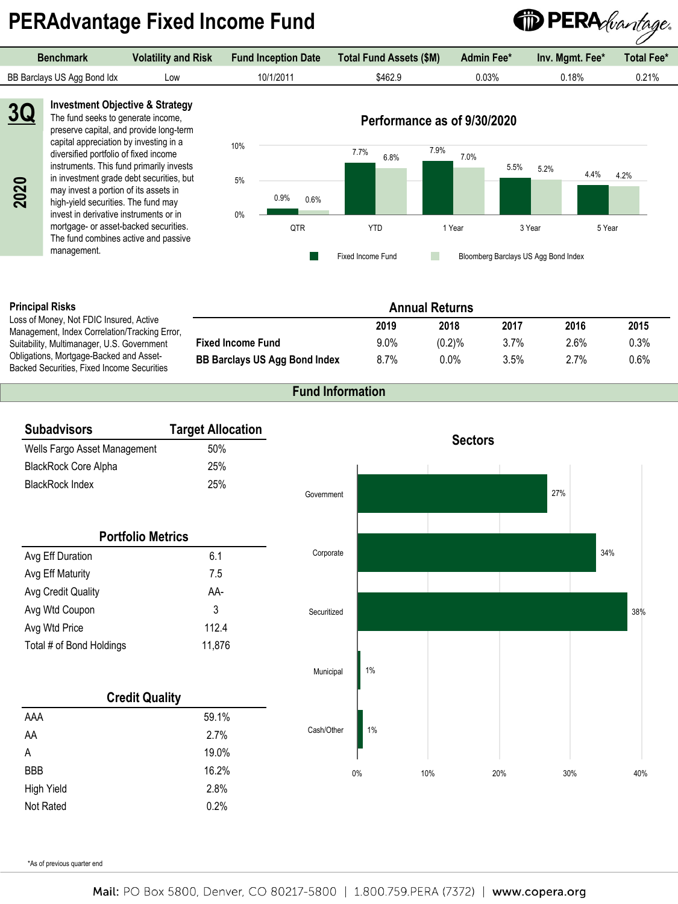# PERAdvantage Fixed Income Fund

| Benchmark | Volatility and Risk | Fund Inception Date | Total Fund Assets ($M) | Admin Fee* | Inv. Mgmt. Fee* | Total Fee* |
|---|---|---|---|---|---|---|
| BB Barclays US Agg Bond Idx | Low | 10/1/2011 | $462.9 | 0.03% | 0.18% | 0.21% |

**3Q 2020**

### Investment Objective & Strategy

The fund seeks to generate income, preserve capital, and provide long-term capital appreciation by investing in a diversified portfolio of fixed income instruments. This fund primarily invests in investment grade debt securities, but may invest a portion of its assets in high-yield securities. The fund may invest in derivative instruments or in mortgage- or asset-backed securities. The fund combines active and passive management.

### Performance as of 9/30/2020

| | QTR | YTD | 1 Year | 3 Year | 5 Year |
|---|---|---|---|---|---|
| Fixed Income Fund | 0.9% | 7.7% | 7.9% | 5.5% | 4.4% |
| Bloomberg Barclays US Agg Bond Index | 0.6% | 6.8% | 7.0% | 5.2% | 4.2% |

### Principal Risks

Loss of Money, Not FDIC Insured, Active Management, Index Correlation/Tracking Error, Suitability, Multimanager, U.S. Government Obligations, Mortgage-Backed and Asset-Backed Securities, Fixed Income Securities

### Annual Returns

| | 2019 | 2018 | 2017 | 2016 | 2015 |
|---|---|---|---|---|---|
| **Fixed Income Fund** | 9.0% | (0.2)% | 3.7% | 2.6% | 0.3% |
| **BB Barclays US Agg Bond Index** | 8.7% | 0.0% | 3.5% | 2.7% | 0.6% |

## Fund Information

| Subadvisors | Target Allocation |
|---|---|
| Wells Fargo Asset Management | 50% |
| BlackRock Core Alpha | 25% |
| BlackRock Index | 25% |

| Portfolio Metrics | |
|---|---|
| Avg Eff Duration | 6.1 |
| Avg Eff Maturity | 7.5 |
| Avg Credit Quality | AA- |
| Avg Wtd Coupon | 3 |
| Avg Wtd Price | 112.4 |
| Total # of Bond Holdings | 11,876 |

| Credit Quality | |
|---|---|
| AAA | 59.1% |
| AA | 2.7% |
| A | 19.0% |
| BBB | 16.2% |
| High Yield | 2.8% |
| Not Rated | 0.2% |

### Sectors

| Sector | % |
|---|---|
| Government | 27% |
| Corporate | 34% |
| Securitized | 38% |
| Municipal | 1% |
| Cash/Other | 1% |

*As of previous quarter end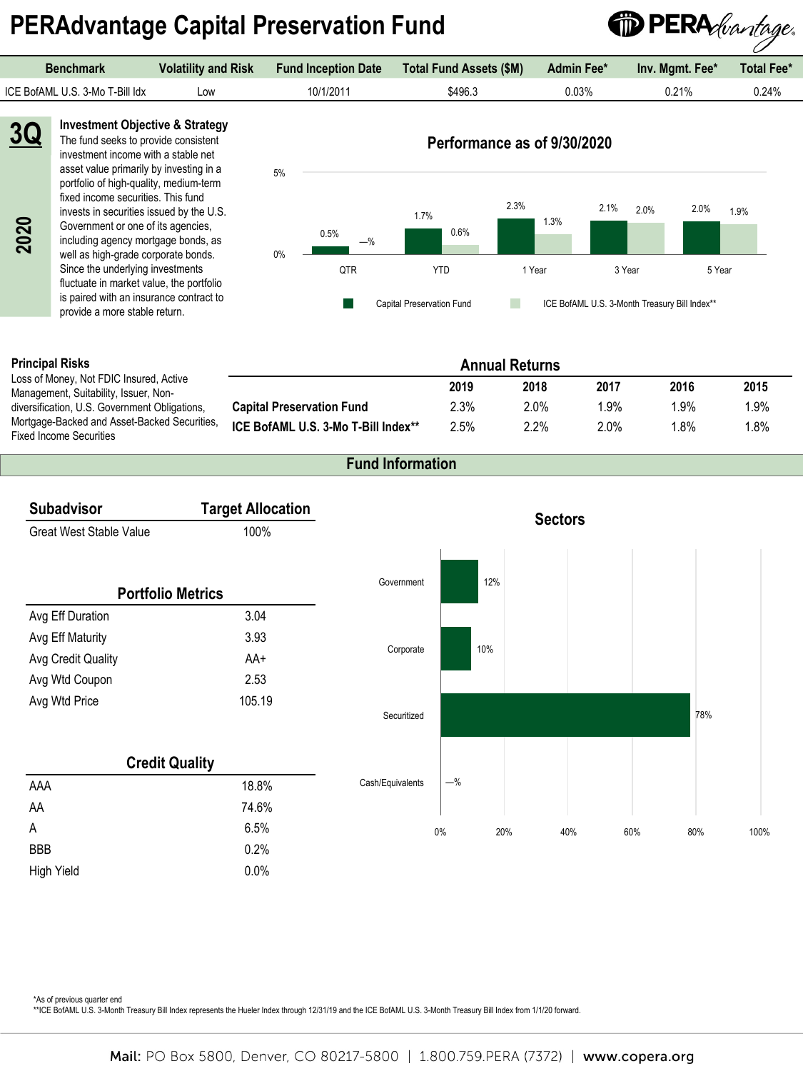# PERAdvantage Capital Preservation Fund

| Benchmark | Volatility and Risk | Fund Inception Date | Total Fund Assets ($M) | Admin Fee* | Inv. Mgmt. Fee* | Total Fee* |
|---|---|---|---|---|---|---|
| ICE BofAML U.S. 3-Mo T-Bill Idx | Low | 10/1/2011 | $496.3 | 0.03% | 0.21% | 0.24% |

**3Q 2020**

### Investment Objective & Strategy

The fund seeks to provide consistent investment income with a stable net asset value primarily by investing in a portfolio of high-quality, medium-term fixed income securities. This fund invests in securities issued by the U.S. Government or one of its agencies, including agency mortgage bonds, as well as high-grade corporate bonds. Since the underlying investments fluctuate in market value, the portfolio is paired with an insurance contract to provide a more stable return.

### Performance as of 9/30/2020

| | QTR | YTD | 1 Year | 3 Year | 5 Year |
|---|---|---|---|---|---|
| Capital Preservation Fund | 0.5% | 1.7% | 2.3% | 2.1% | 2.0% |
| ICE BofAML U.S. 3-Month Treasury Bill Index** | —% | 0.6% | 1.3% | 2.0% | 1.9% |

### Principal Risks

Loss of Money, Not FDIC Insured, Active Management, Suitability, Issuer, Non-diversification, U.S. Government Obligations, Mortgage-Backed and Asset-Backed Securities, Fixed Income Securities

### Annual Returns

| | 2019 | 2018 | 2017 | 2016 | 2015 |
|---|---|---|---|---|---|
| **Capital Preservation Fund** | 2.3% | 2.0% | 1.9% | 1.9% | 1.9% |
| **ICE BofAML U.S. 3-Mo T-Bill Index**** | 2.5% | 2.2% | 2.0% | 1.8% | 1.8% |

## Fund Information

| Subadvisor | Target Allocation |
|---|---|
| Great West Stable Value | 100% |

### Portfolio Metrics

| | |
|---|---|
| Avg Eff Duration | 3.04 |
| Avg Eff Maturity | 3.93 |
| Avg Credit Quality | AA+ |
| Avg Wtd Coupon | 2.53 |
| Avg Wtd Price | 105.19 |

### Credit Quality

| | |
|---|---|
| AAA | 18.8% |
| AA | 74.6% |
| A | 6.5% |
| BBB | 0.2% |
| High Yield | 0.0% |

### Sectors

| Sector | |
|---|---|
| Government | 12% |
| Corporate | 10% |
| Securitized | 78% |
| Cash/Equivalents | —% |

*As of previous quarter end
**ICE BofAML U.S. 3-Month Treasury Bill Index represents the Hueler Index through 12/31/19 and the ICE BofAML U.S. 3-Month Treasury Bill Index from 1/1/20 forward.

Mail: PO Box 5800, Denver, CO 80217-5800 | 1.800.759.PERA (7372) | www.copera.org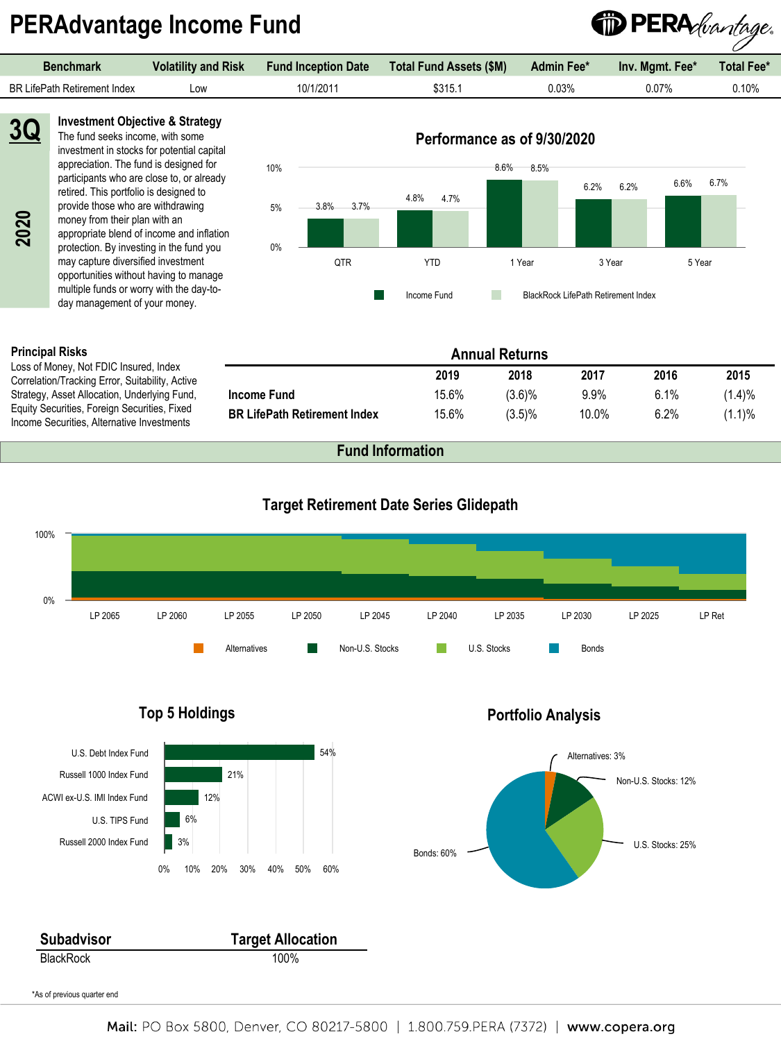# PERAdvantage Income Fund

| Benchmark | Volatility and Risk | Fund Inception Date | Total Fund Assets ($M) | Admin Fee* | Inv. Mgmt. Fee* | Total Fee* |
|---|---|---|---|---|---|---|
| BR LifePath Retirement Index | Low | 10/1/2011 | $315.1 | 0.03% | 0.07% | 0.10% |

**3Q 2020**

### Investment Objective & Strategy

The fund seeks income, with some investment in stocks for potential capital appreciation. The fund is designed for participants who are close to, or already retired. This portfolio is designed to provide those who are withdrawing money from their plan with an appropriate blend of income and inflation protection. By investing in the fund you may capture diversified investment opportunities without having to manage multiple funds or worry with the day-to-day management of your money.

### Performance as of 9/30/2020

| | QTR | YTD | 1 Year | 3 Year | 5 Year |
|---|---|---|---|---|---|
| Income Fund | 3.8% | 4.8% | 8.6% | 6.2% | 6.6% |
| BlackRock LifePath Retirement Index | 3.7% | 4.7% | 8.5% | 6.2% | 6.7% |

### Principal Risks

Loss of Money, Not FDIC Insured, Index Correlation/Tracking Error, Suitability, Active Strategy, Asset Allocation, Underlying Fund, Equity Securities, Foreign Securities, Fixed Income Securities, Alternative Investments

### Annual Returns

| | 2019 | 2018 | 2017 | 2016 | 2015 |
|---|---|---|---|---|---|
| **Income Fund** | 15.6% | (3.6)% | 9.9% | 6.1% | (1.4)% |
| **BR LifePath Retirement Index** | 15.6% | (3.5)% | 10.0% | 6.2% | (1.1)% |

## Fund Information

### Target Retirement Date Series Glidepath

LP 2065, LP 2060, LP 2055, LP 2050, LP 2045, LP 2040, LP 2035, LP 2030, LP 2025, LP Ret

Alternatives, Non-U.S. Stocks, U.S. Stocks, Bonds

### Top 5 Holdings

| Holding | % |
|---|---|
| U.S. Debt Index Fund | 54% |
| Russell 1000 Index Fund | 21% |
| ACWI ex-U.S. IMI Index Fund | 12% |
| U.S. TIPS Fund | 6% |
| Russell 2000 Index Fund | 3% |

### Portfolio Analysis

| Asset Class | % |
|---|---|
| Alternatives | 3% |
| Non-U.S. Stocks | 12% |
| U.S. Stocks | 25% |
| Bonds | 60% |

| Subadvisor | Target Allocation |
|---|---|
| BlackRock | 100% |

*As of previous quarter end

Mail: PO Box 5800, Denver, CO 80217-5800 | 1.800.759.PERA (7372) | www.copera.org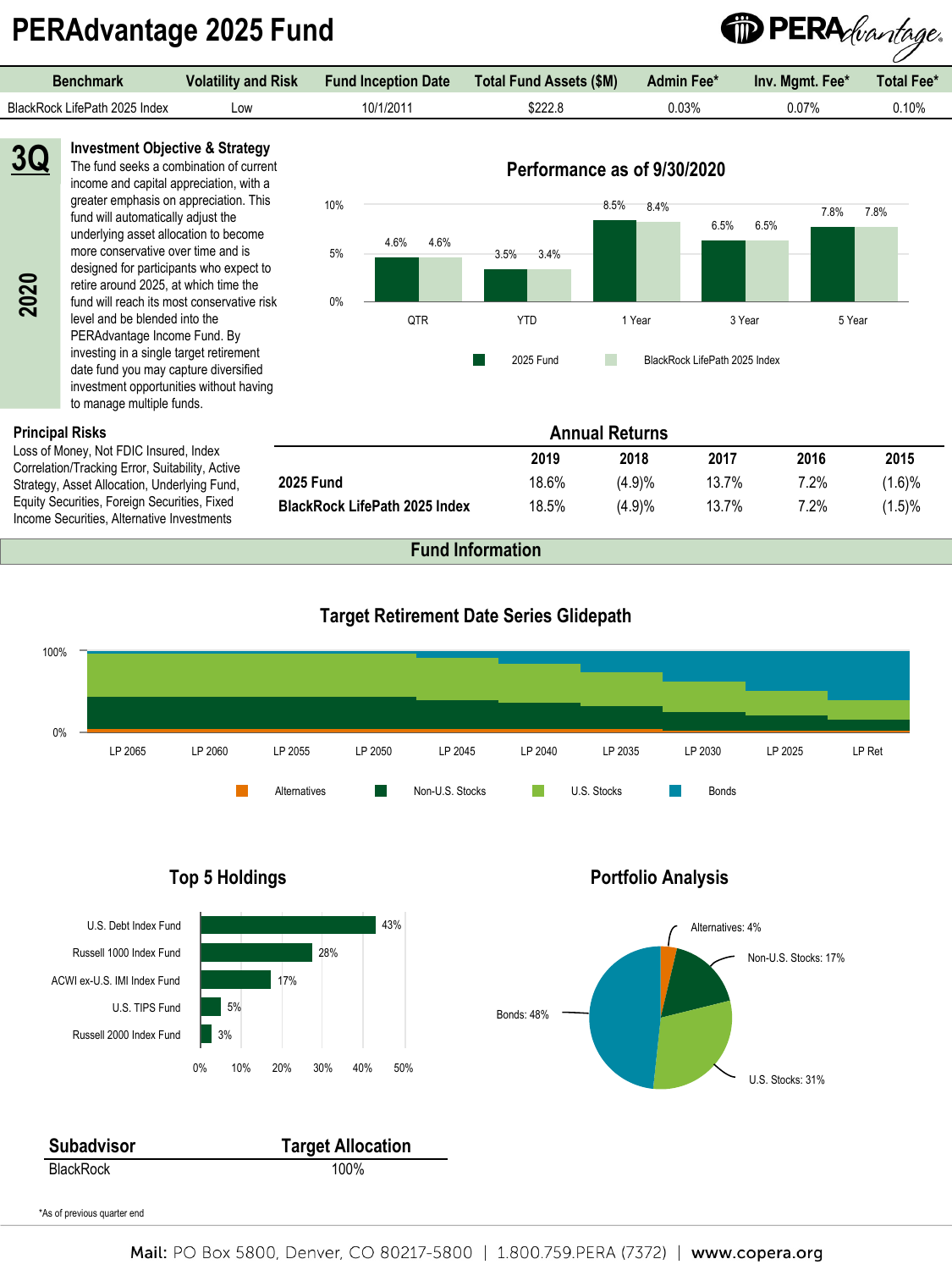# PERAdvantage 2025 Fund

| Benchmark | Volatility and Risk | Fund Inception Date | Total Fund Assets ($M) | Admin Fee* | Inv. Mgmt. Fee* | Total Fee* |
|---|---|---|---|---|---|---|
| BlackRock LifePath 2025 Index | Low | 10/1/2011 | $222.8 | 0.03% | 0.07% | 0.10% |

**3Q 2020**

### Investment Objective & Strategy

The fund seeks a combination of current income and capital appreciation, with a greater emphasis on appreciation. This fund will automatically adjust the underlying asset allocation to become more conservative over time and is designed for participants who expect to retire around 2025, at which time the fund will reach its most conservative risk level and be blended into the PERAdvantage Income Fund. By investing in a single target retirement date fund you may capture diversified investment opportunities without having to manage multiple funds.

### Performance as of 9/30/2020

| | QTR | YTD | 1 Year | 3 Year | 5 Year |
|---|---|---|---|---|---|
| 2025 Fund | 4.6% | 3.5% | 8.5% | 6.5% | 7.8% |
| BlackRock LifePath 2025 Index | 4.6% | 3.4% | 8.4% | 6.5% | 7.8% |

### Principal Risks

Loss of Money, Not FDIC Insured, Index Correlation/Tracking Error, Suitability, Active Strategy, Asset Allocation, Underlying Fund, Equity Securities, Foreign Securities, Fixed Income Securities, Alternative Investments

### Annual Returns

| | 2019 | 2018 | 2017 | 2016 | 2015 |
|---|---|---|---|---|---|
| **2025 Fund** | 18.6% | (4.9)% | 13.7% | 7.2% | (1.6)% |
| **BlackRock LifePath 2025 Index** | 18.5% | (4.9)% | 13.7% | 7.2% | (1.5)% |

## Fund Information

### Target Retirement Date Series Glidepath

LP 2065, LP 2060, LP 2055, LP 2050, LP 2045, LP 2040, LP 2035, LP 2030, LP 2025, LP Ret

Alternatives | Non-U.S. Stocks | U.S. Stocks | Bonds

### Top 5 Holdings

| Holding | % |
|---|---|
| U.S. Debt Index Fund | 43% |
| Russell 1000 Index Fund | 28% |
| ACWI ex-U.S. IMI Index Fund | 17% |
| U.S. TIPS Fund | 5% |
| Russell 2000 Index Fund | 3% |

### Portfolio Analysis

- Alternatives: 4%
- Non-U.S. Stocks: 17%
- U.S. Stocks: 31%
- Bonds: 48%

| Subadvisor | Target Allocation |
|---|---|
| BlackRock | 100% |

*As of previous quarter end

Mail: PO Box 5800, Denver, CO 80217-5800 | 1.800.759.PERA (7372) | www.copera.org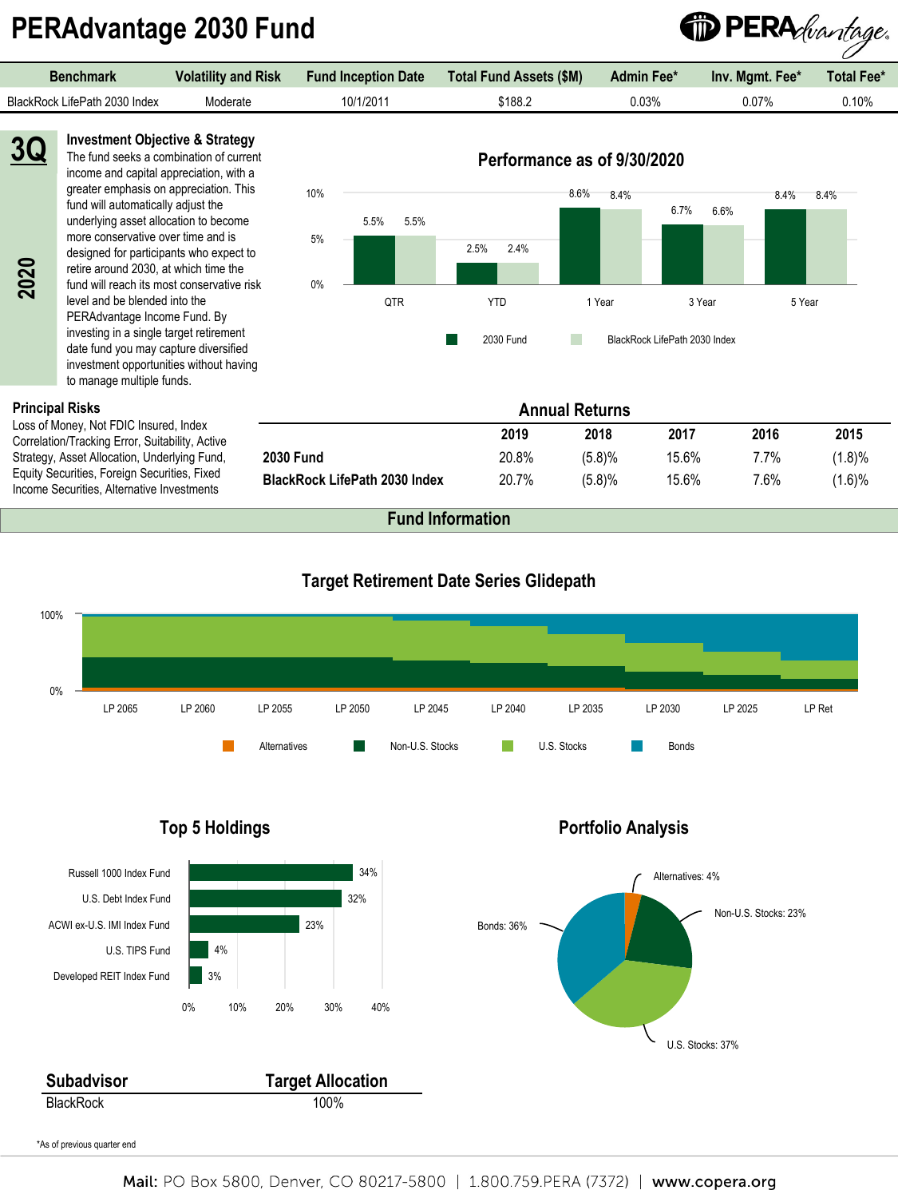# PERAdvantage 2030 Fund

| Benchmark | Volatility and Risk | Fund Inception Date | Total Fund Assets ($M) | Admin Fee* | Inv. Mgmt. Fee* | Total Fee* |
|---|---|---|---|---|---|---|
| BlackRock LifePath 2030 Index | Moderate | 10/1/2011 | $188.2 | 0.03% | 0.07% | 0.10% |

3Q

2020

## Investment Objective & Strategy

The fund seeks a combination of current income and capital appreciation, with a greater emphasis on appreciation. This fund will automatically adjust the underlying asset allocation to become more conservative over time and is designed for participants who expect to retire around 2030, at which time the fund will reach its most conservative risk level and be blended into the PERAdvantage Income Fund. By investing in a single target retirement date fund you may capture diversified investment opportunities without having to manage multiple funds.

## Performance as of 9/30/2020

| | QTR | YTD | 1 Year | 3 Year | 5 Year |
|---|---|---|---|---|---|
| 2030 Fund | 5.5% | 2.5% | 8.6% | 6.7% | 8.4% |
| BlackRock LifePath 2030 Index | 5.5% | 2.4% | 8.4% | 6.6% | 8.4% |

## Principal Risks

Loss of Money, Not FDIC Insured, Index Correlation/Tracking Error, Suitability, Active Strategy, Asset Allocation, Underlying Fund, Equity Securities, Foreign Securities, Fixed Income Securities, Alternative Investments

## Annual Returns

| | 2019 | 2018 | 2017 | 2016 | 2015 |
|---|---|---|---|---|---|
| **2030 Fund** | 20.8% | (5.8)% | 15.6% | 7.7% | (1.8)% |
| **BlackRock LifePath 2030 Index** | 20.7% | (5.8)% | 15.6% | 7.6% | (1.6)% |

## Fund Information

### Target Retirement Date Series Glidepath

LP 2065, LP 2060, LP 2055, LP 2050, LP 2045, LP 2040, LP 2035, LP 2030, LP 2025, LP Ret

Alternatives, Non-U.S. Stocks, U.S. Stocks, Bonds

### Top 5 Holdings

| Holding | % |
|---|---|
| Russell 1000 Index Fund | 34% |
| U.S. Debt Index Fund | 32% |
| ACWI ex-U.S. IMI Index Fund | 23% |
| U.S. TIPS Fund | 4% |
| Developed REIT Index Fund | 3% |

### Portfolio Analysis

| Asset Class | % |
|---|---|
| Alternatives | 4% |
| Non-U.S. Stocks | 23% |
| U.S. Stocks | 37% |
| Bonds | 36% |

| Subadvisor | Target Allocation |
|---|---|
| BlackRock | 100% |

*As of previous quarter end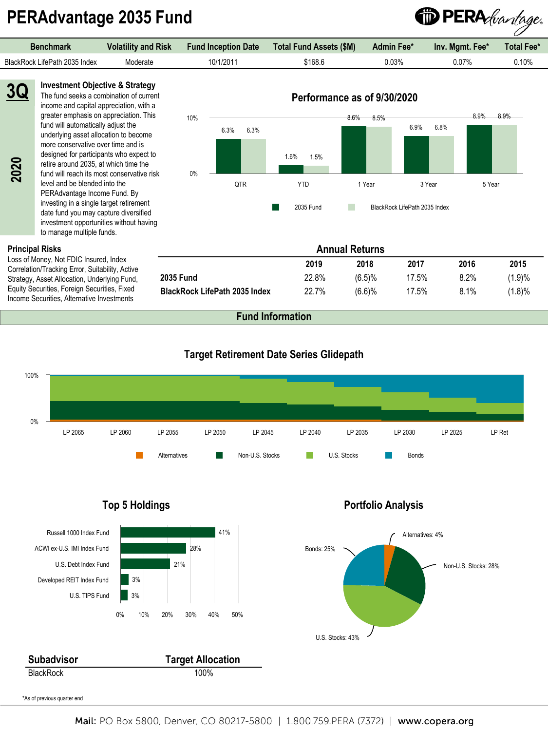# PERAdvantage 2035 Fund

| Benchmark | Volatility and Risk | Fund Inception Date | Total Fund Assets ($M) | Admin Fee* | Inv. Mgmt. Fee* | Total Fee* |
|---|---|---|---|---|---|---|
| BlackRock LifePath 2035 Index | Moderate | 10/1/2011 | $168.6 | 0.03% | 0.07% | 0.10% |

**3Q 2020**

### Investment Objective & Strategy

The fund seeks a combination of current income and capital appreciation, with a greater emphasis on appreciation. This fund will automatically adjust the underlying asset allocation to become more conservative over time and is designed for participants who expect to retire around 2035, at which time the fund will reach its most conservative risk level and be blended into the PERAdvantage Income Fund. By investing in a single target retirement date fund you may capture diversified investment opportunities without having to manage multiple funds.

### Performance as of 9/30/2020

| | QTR | YTD | 1 Year | 3 Year | 5 Year |
|---|---|---|---|---|---|
| 2035 Fund | 6.3% | 1.6% | 8.6% | 6.9% | 8.9% |
| BlackRock LifePath 2035 Index | 6.3% | 1.5% | 8.5% | 6.8% | 8.9% |

### Principal Risks

Loss of Money, Not FDIC Insured, Index Correlation/Tracking Error, Suitability, Active Strategy, Asset Allocation, Underlying Fund, Equity Securities, Foreign Securities, Fixed Income Securities, Alternative Investments

### Annual Returns

| | 2019 | 2018 | 2017 | 2016 | 2015 |
|---|---|---|---|---|---|
| **2035 Fund** | 22.8% | (6.5)% | 17.5% | 8.2% | (1.9)% |
| **BlackRock LifePath 2035 Index** | 22.7% | (6.6)% | 17.5% | 8.1% | (1.8)% |

## Fund Information

### Target Retirement Date Series Glidepath

LP 2065, LP 2060, LP 2055, LP 2050, LP 2045, LP 2040, LP 2035, LP 2030, LP 2025, LP Ret

Alternatives, Non-U.S. Stocks, U.S. Stocks, Bonds

### Top 5 Holdings

| Holding | % |
|---|---|
| Russell 1000 Index Fund | 41% |
| ACWI ex-U.S. IMI Index Fund | 28% |
| U.S. Debt Index Fund | 21% |
| Developed REIT Index Fund | 3% |
| U.S. TIPS Fund | 3% |

### Portfolio Analysis

| Asset Class | % |
|---|---|
| Alternatives | 4% |
| Non-U.S. Stocks | 28% |
| U.S. Stocks | 43% |
| Bonds | 25% |

| Subadvisor | Target Allocation |
|---|---|
| BlackRock | 100% |

*As of previous quarter end

Mail: PO Box 5800, Denver, CO 80217-5800 | 1.800.759.PERA (7372) | www.copera.org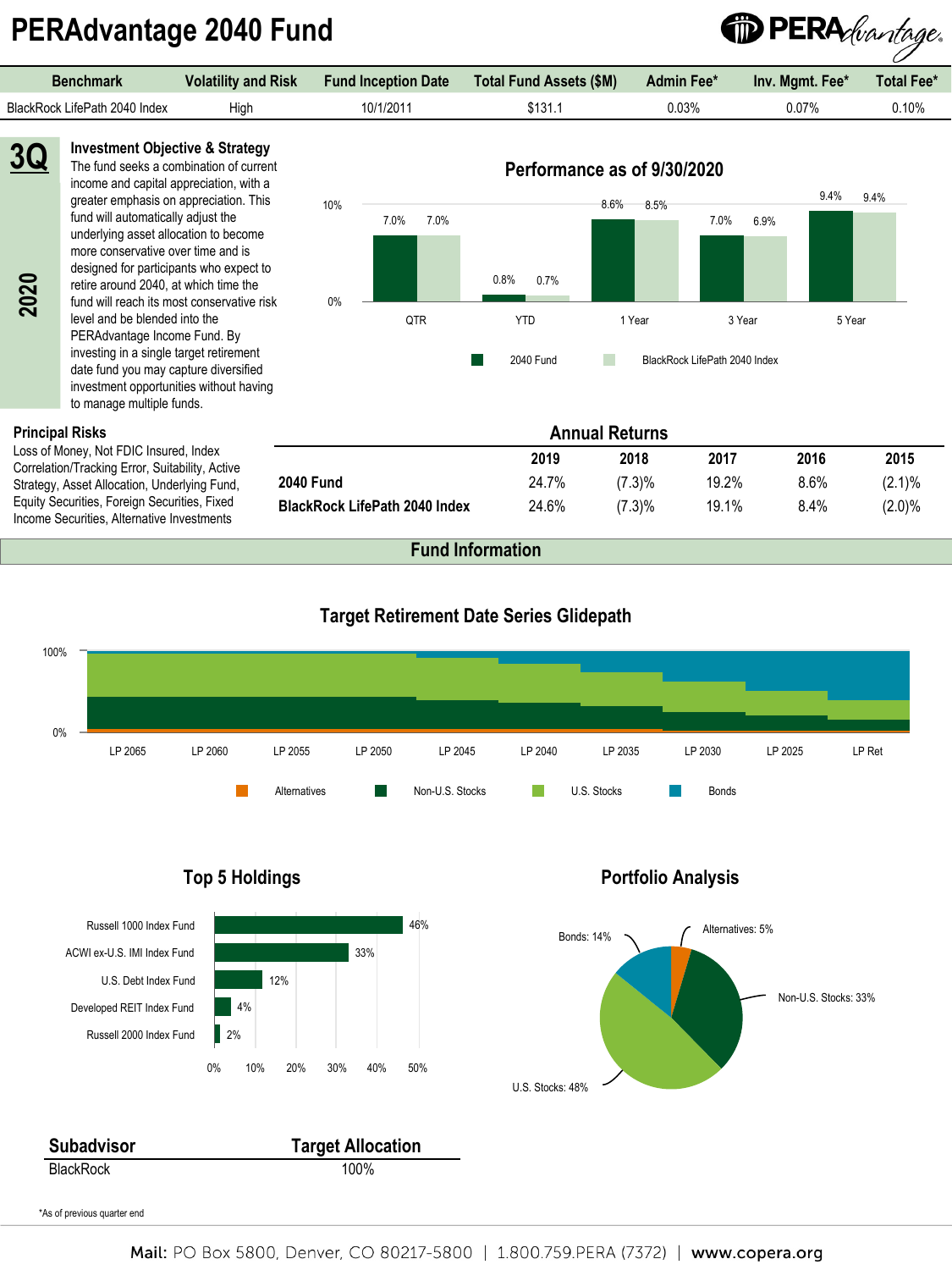# PERAdvantage 2040 Fund

| Benchmark | Volatility and Risk | Fund Inception Date | Total Fund Assets ($M) | Admin Fee* | Inv. Mgmt. Fee* | Total Fee* |
|---|---|---|---|---|---|---|
| BlackRock LifePath 2040 Index | High | 10/1/2011 | $131.1 | 0.03% | 0.07% | 0.10% |

3Q 2020

### Investment Objective & Strategy

The fund seeks a combination of current income and capital appreciation, with a greater emphasis on appreciation. This fund will automatically adjust the underlying asset allocation to become more conservative over time and is designed for participants who expect to retire around 2040, at which time the fund will reach its most conservative risk level and be blended into the PERAdvantage Income Fund. By investing in a single target retirement date fund you may capture diversified investment opportunities without having to manage multiple funds.

### Performance as of 9/30/2020

| | QTR | YTD | 1 Year | 3 Year | 5 Year |
|---|---|---|---|---|---|
| 2040 Fund | 7.0% | 0.8% | 8.6% | 7.0% | 9.4% |
| BlackRock LifePath 2040 Index | 7.0% | 0.7% | 8.5% | 6.9% | 9.4% |

### Principal Risks

Loss of Money, Not FDIC Insured, Index Correlation/Tracking Error, Suitability, Active Strategy, Asset Allocation, Underlying Fund, Equity Securities, Foreign Securities, Fixed Income Securities, Alternative Investments

### Annual Returns

| | 2019 | 2018 | 2017 | 2016 | 2015 |
|---|---|---|---|---|---|
| 2040 Fund | 24.7% | (7.3)% | 19.2% | 8.6% | (2.1)% |
| BlackRock LifePath 2040 Index | 24.6% | (7.3)% | 19.1% | 8.4% | (2.0)% |

## Fund Information

### Target Retirement Date Series Glidepath

LP 2065, LP 2060, LP 2055, LP 2050, LP 2045, LP 2040, LP 2035, LP 2030, LP 2025, LP Ret

Alternatives | Non-U.S. Stocks | U.S. Stocks | Bonds

### Top 5 Holdings

| Holding | % |
|---|---|
| Russell 1000 Index Fund | 46% |
| ACWI ex-U.S. IMI Index Fund | 33% |
| U.S. Debt Index Fund | 12% |
| Developed REIT Index Fund | 4% |
| Russell 2000 Index Fund | 2% |

### Portfolio Analysis

| Asset | % |
|---|---|
| Bonds | 14% |
| Alternatives | 5% |
| Non-U.S. Stocks | 33% |
| U.S. Stocks | 48% |

| Subadvisor | Target Allocation |
|---|---|
| BlackRock | 100% |

*As of previous quarter end

Mail: PO Box 5800, Denver, CO 80217-5800 | 1.800.759.PERA (7372) | www.copera.org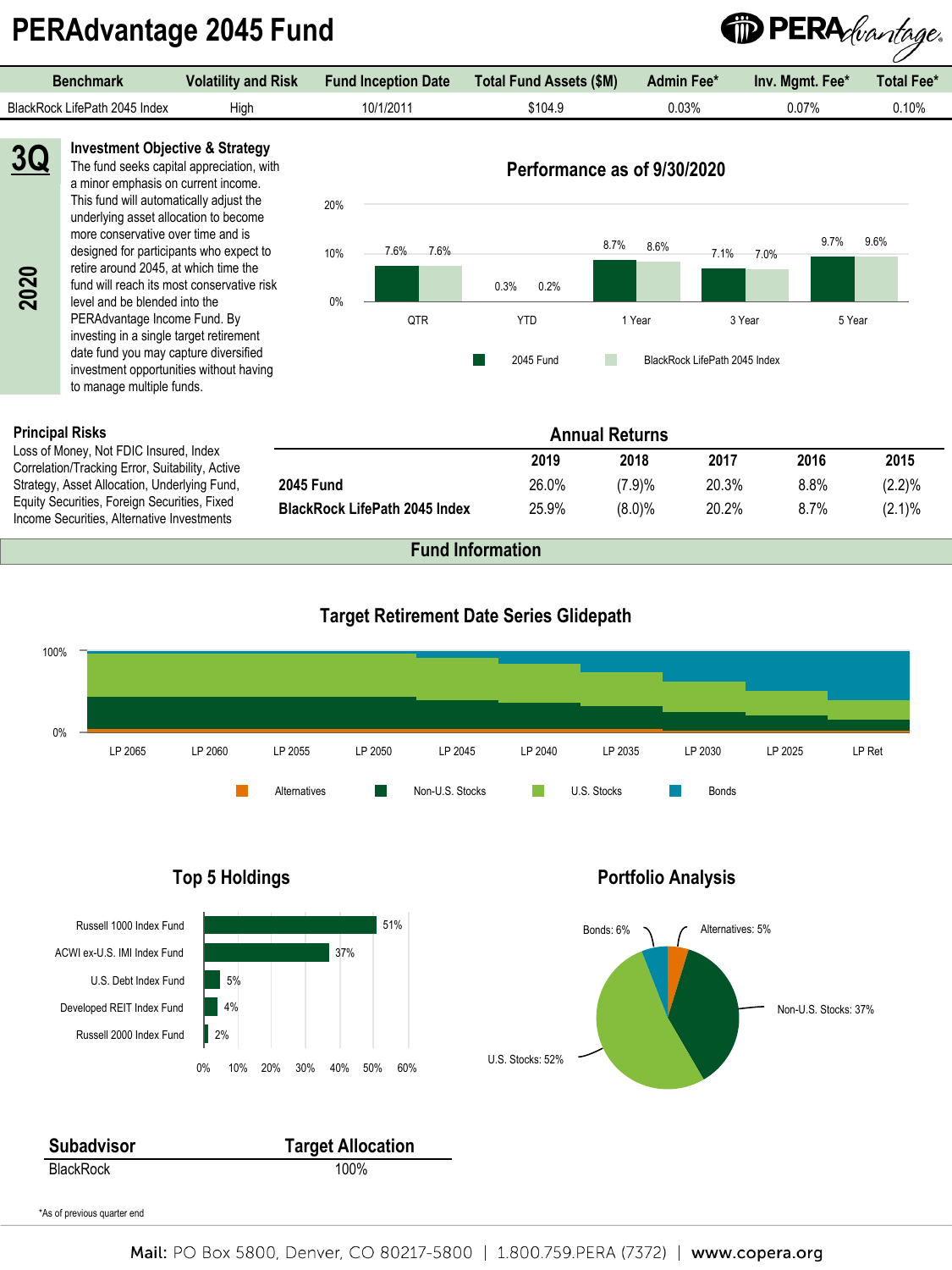# PERAdvantage 2045 Fund

| Benchmark | Volatility and Risk | Fund Inception Date | Total Fund Assets ($M) | Admin Fee* | Inv. Mgmt. Fee* | Total Fee* |
|---|---|---|---|---|---|---|
| BlackRock LifePath 2045 Index | High | 10/1/2011 | $104.9 | 0.03% | 0.07% | 0.10% |

**3Q 2020**

### Investment Objective & Strategy

The fund seeks capital appreciation, with a minor emphasis on current income. This fund will automatically adjust the underlying asset allocation to become more conservative over time and is designed for participants who expect to retire around 2045, at which time the fund will reach its most conservative risk level and be blended into the PERAdvantage Income Fund. By investing in a single target retirement date fund you may capture diversified investment opportunities without having to manage multiple funds.

### Performance as of 9/30/2020

| | QTR | YTD | 1 Year | 3 Year | 5 Year |
|---|---|---|---|---|---|
| 2045 Fund | 7.6% | 0.3% | 8.7% | 7.1% | 9.7% |
| BlackRock LifePath 2045 Index | 7.6% | 0.2% | 8.6% | 7.0% | 9.6% |

### Principal Risks

Loss of Money, Not FDIC Insured, Index Correlation/Tracking Error, Suitability, Active Strategy, Asset Allocation, Underlying Fund, Equity Securities, Foreign Securities, Fixed Income Securities, Alternative Investments

### Annual Returns

| | 2019 | 2018 | 2017 | 2016 | 2015 |
|---|---|---|---|---|---|
| **2045 Fund** | 26.0% | (7.9)% | 20.3% | 8.8% | (2.2)% |
| **BlackRock LifePath 2045 Index** | 25.9% | (8.0)% | 20.2% | 8.7% | (2.1)% |

## Fund Information

### Target Retirement Date Series Glidepath

100%
0%

LP 2065, LP 2060, LP 2055, LP 2050, LP 2045, LP 2040, LP 2035, LP 2030, LP 2025, LP Ret

Alternatives, Non-U.S. Stocks, U.S. Stocks, Bonds

### Top 5 Holdings

| Holding | % |
|---|---|
| Russell 1000 Index Fund | 51% |
| ACWI ex-U.S. IMI Index Fund | 37% |
| U.S. Debt Index Fund | 5% |
| Developed REIT Index Fund | 4% |
| Russell 2000 Index Fund | 2% |

### Portfolio Analysis

| Asset Class | % |
|---|---|
| Bonds | 6% |
| Alternatives | 5% |
| Non-U.S. Stocks | 37% |
| U.S. Stocks | 52% |

| Subadvisor | Target Allocation |
|---|---|
| BlackRock | 100% |

*As of previous quarter end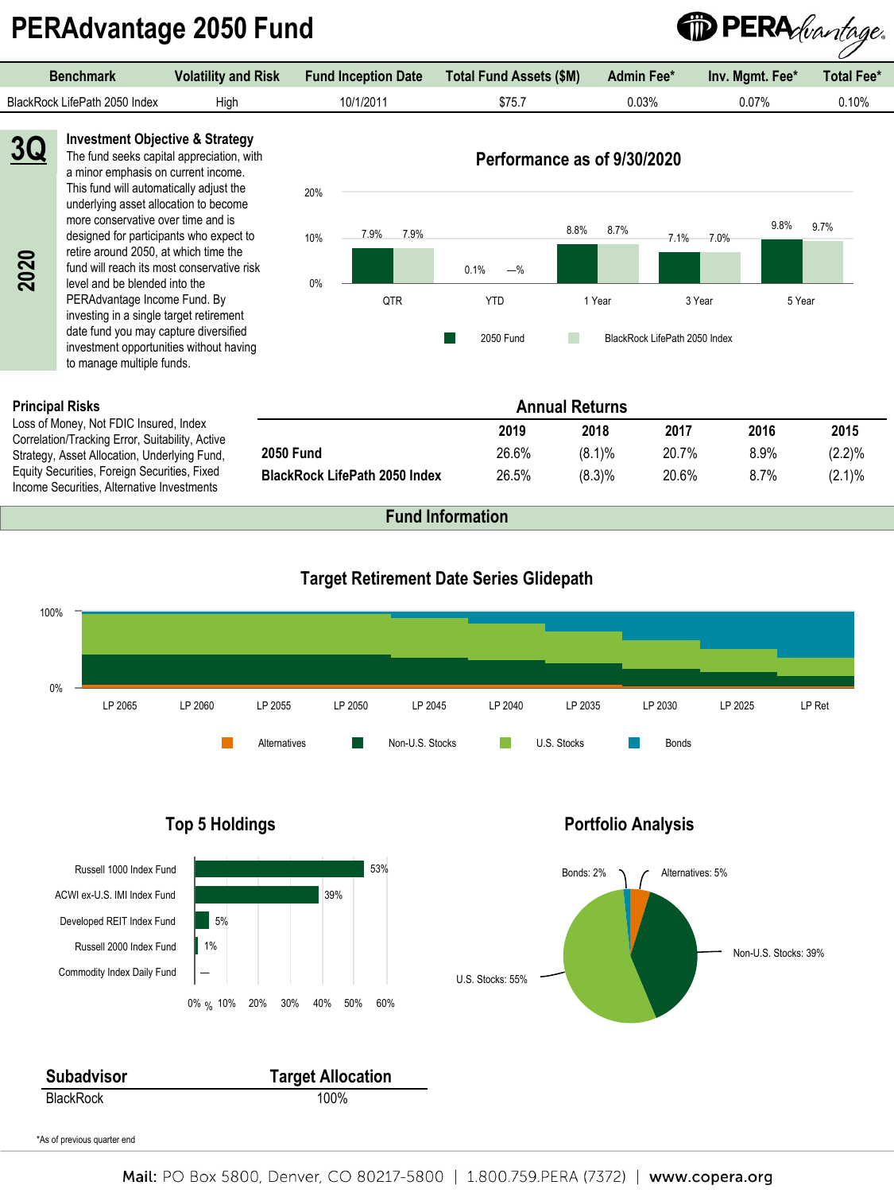# PERAdvantage 2050 Fund

| Benchmark | Volatility and Risk | Fund Inception Date | Total Fund Assets ($M) | Admin Fee* | Inv. Mgmt. Fee* | Total Fee* |
|---|---|---|---|---|---|---|
| BlackRock LifePath 2050 Index | High | 10/1/2011 | $75.7 | 0.03% | 0.07% | 0.10% |

**3Q 2020**

### Investment Objective & Strategy

The fund seeks capital appreciation, with a minor emphasis on current income. This fund will automatically adjust the underlying asset allocation to become more conservative over time and is designed for participants who expect to retire around 2050, at which time the fund will reach its most conservative risk level and be blended into the PERAdvantage Income Fund. By investing in a single target retirement date fund you may capture diversified investment opportunities without having to manage multiple funds.

### Performance as of 9/30/2020

| | QTR | YTD | 1 Year | 3 Year | 5 Year |
|---|---|---|---|---|---|
| 2050 Fund | 7.9% | 0.1% | 8.8% | 7.1% | 9.8% |
| BlackRock LifePath 2050 Index | 7.9% | —% | 8.7% | 7.0% | 9.7% |

### Principal Risks

Loss of Money, Not FDIC Insured, Index Correlation/Tracking Error, Suitability, Active Strategy, Asset Allocation, Underlying Fund, Equity Securities, Foreign Securities, Fixed Income Securities, Alternative Investments

### Annual Returns

| | 2019 | 2018 | 2017 | 2016 | 2015 |
|---|---|---|---|---|---|
| **2050 Fund** | 26.6% | (8.1)% | 20.7% | 8.9% | (2.2)% |
| **BlackRock LifePath 2050 Index** | 26.5% | (8.3)% | 20.6% | 8.7% | (2.1)% |

## Fund Information

### Target Retirement Date Series Glidepath

LP 2065, LP 2060, LP 2055, LP 2050, LP 2045, LP 2040, LP 2035, LP 2030, LP 2025, LP Ret

Alternatives, Non-U.S. Stocks, U.S. Stocks, Bonds

### Top 5 Holdings

| Holding | % |
|---|---|
| Russell 1000 Index Fund | 53% |
| ACWI ex-U.S. IMI Index Fund | 39% |
| Developed REIT Index Fund | 5% |
| Russell 2000 Index Fund | 1% |
| Commodity Index Daily Fund | — |

### Portfolio Analysis

- U.S. Stocks: 55%
- Non-U.S. Stocks: 39%
- Alternatives: 5%
- Bonds: 2%

| Subadvisor | Target Allocation |
|---|---|
| BlackRock | 100% |

*As of previous quarter end

Mail: PO Box 5800, Denver, CO 80217-5800 | 1.800.759.PERA (7372) | www.copera.org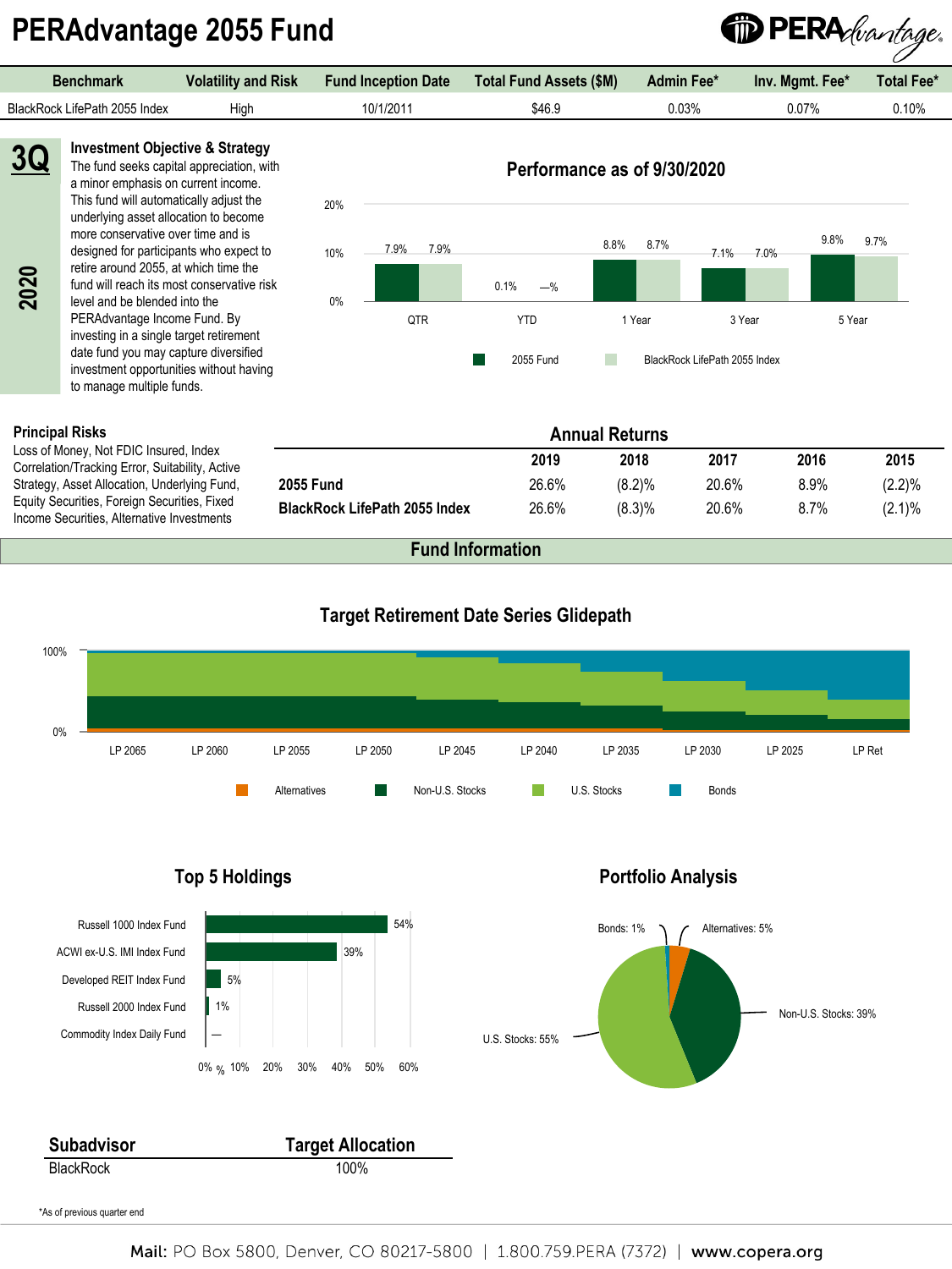# PERAdvantage 2055 Fund

| Benchmark | Volatility and Risk | Fund Inception Date | Total Fund Assets ($M) | Admin Fee* | Inv. Mgmt. Fee* | Total Fee* |
|---|---|---|---|---|---|---|
| BlackRock LifePath 2055 Index | High | 10/1/2011 | $46.9 | 0.03% | 0.07% | 0.10% |

**3Q 2020**

### Investment Objective & Strategy

The fund seeks capital appreciation, with a minor emphasis on current income. This fund will automatically adjust the underlying asset allocation to become more conservative over time and is designed for participants who expect to retire around 2055, at which time the fund will reach its most conservative risk level and be blended into the PERAdvantage Income Fund. By investing in a single target retirement date fund you may capture diversified investment opportunities without having to manage multiple funds.

### Performance as of 9/30/2020

| | QTR | YTD | 1 Year | 3 Year | 5 Year |
|---|---|---|---|---|---|
| 2055 Fund | 7.9% | 0.1% | 8.8% | 7.1% | 9.8% |
| BlackRock LifePath 2055 Index | 7.9% | —% | 8.7% | 7.0% | 9.7% |

### Principal Risks

Loss of Money, Not FDIC Insured, Index Correlation/Tracking Error, Suitability, Active Strategy, Asset Allocation, Underlying Fund, Equity Securities, Foreign Securities, Fixed Income Securities, Alternative Investments

### Annual Returns

| | 2019 | 2018 | 2017 | 2016 | 2015 |
|---|---|---|---|---|---|
| **2055 Fund** | 26.6% | (8.2)% | 20.6% | 8.9% | (2.2)% |
| **BlackRock LifePath 2055 Index** | 26.6% | (8.3)% | 20.6% | 8.7% | (2.1)% |

## Fund Information

### Target Retirement Date Series Glidepath

LP 2065, LP 2060, LP 2055, LP 2050, LP 2045, LP 2040, LP 2035, LP 2030, LP 2025, LP Ret

Alternatives | Non-U.S. Stocks | U.S. Stocks | Bonds

### Top 5 Holdings

| Holding | % |
|---|---|
| Russell 1000 Index Fund | 54% |
| ACWI ex-U.S. IMI Index Fund | 39% |
| Developed REIT Index Fund | 5% |
| Russell 2000 Index Fund | 1% |
| Commodity Index Daily Fund | — |

### Portfolio Analysis

| Asset | % |
|---|---|
| U.S. Stocks | 55% |
| Non-U.S. Stocks | 39% |
| Alternatives | 5% |
| Bonds | 1% |

| Subadvisor | Target Allocation |
|---|---|
| BlackRock | 100% |

*As of previous quarter end

**Mail:** PO Box 5800, Denver, CO 80217-5800 | 1.800.759.PERA (7372) | **www.copera.org**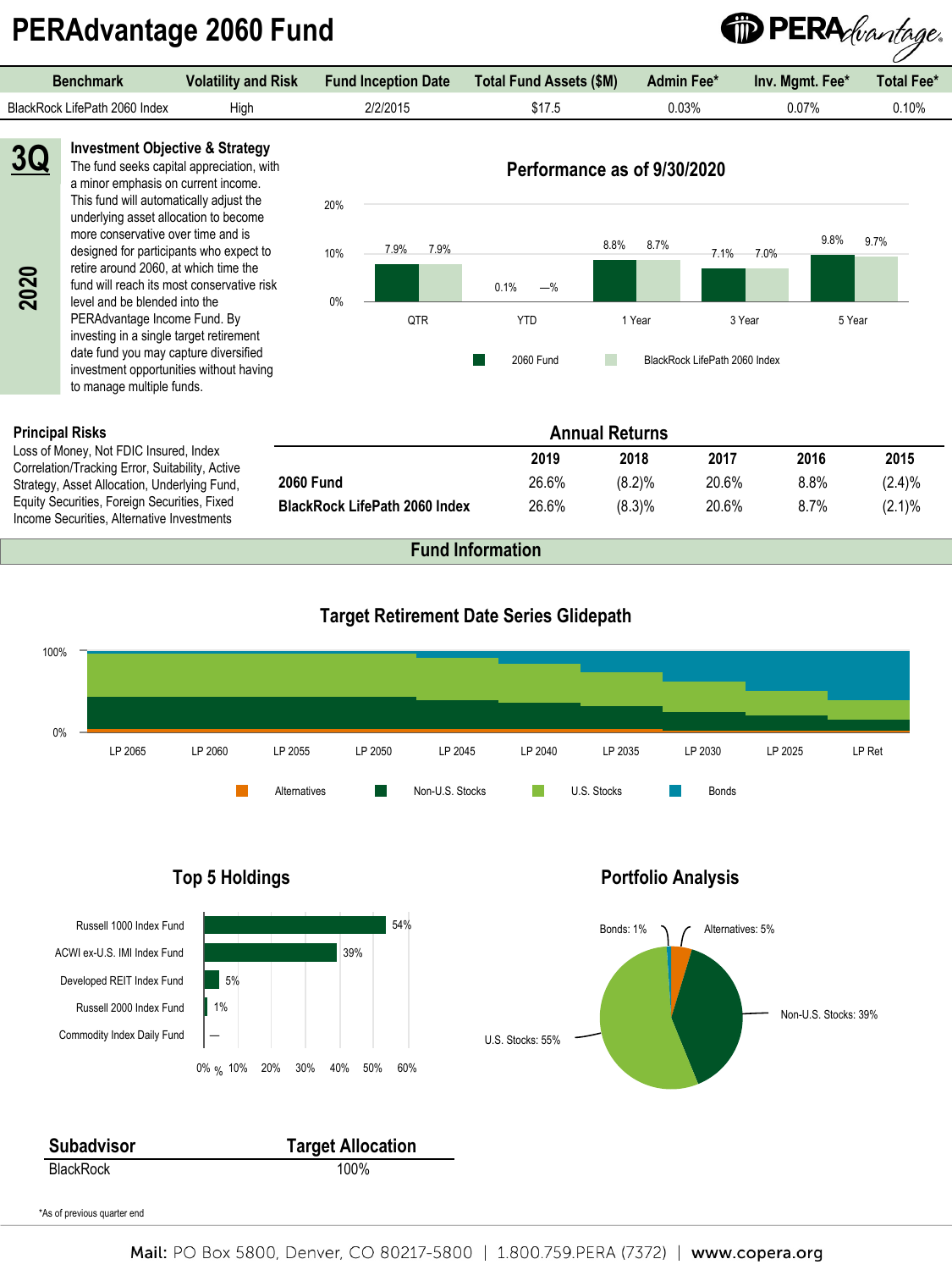# PERAdvantage 2060 Fund

| Benchmark | Volatility and Risk | Fund Inception Date | Total Fund Assets ($M) | Admin Fee* | Inv. Mgmt. Fee* | Total Fee* |
|---|---|---|---|---|---|---|
| BlackRock LifePath 2060 Index | High | 2/2/2015 | $17.5 | 0.03% | 0.07% | 0.10% |

3Q 2020

### Investment Objective & Strategy

The fund seeks capital appreciation, with a minor emphasis on current income. This fund will automatically adjust the underlying asset allocation to become more conservative over time and is designed for participants who expect to retire around 2060, at which time the fund will reach its most conservative risk level and be blended into the PERAdvantage Income Fund. By investing in a single target retirement date fund you may capture diversified investment opportunities without having to manage multiple funds.

### Performance as of 9/30/2020

| | QTR | YTD | 1 Year | 3 Year | 5 Year |
|---|---|---|---|---|---|
| 2060 Fund | 7.9% | 0.1% | 8.8% | 7.1% | 9.8% |
| BlackRock LifePath 2060 Index | 7.9% | —% | 8.7% | 7.0% | 9.7% |

### Principal Risks

Loss of Money, Not FDIC Insured, Index Correlation/Tracking Error, Suitability, Active Strategy, Asset Allocation, Underlying Fund, Equity Securities, Foreign Securities, Fixed Income Securities, Alternative Investments

### Annual Returns

| | 2019 | 2018 | 2017 | 2016 | 2015 |
|---|---|---|---|---|---|
| **2060 Fund** | 26.6% | (8.2)% | 20.6% | 8.8% | (2.4)% |
| **BlackRock LifePath 2060 Index** | 26.6% | (8.3)% | 20.6% | 8.7% | (2.1)% |

## Fund Information

### Target Retirement Date Series Glidepath

LP 2065, LP 2060, LP 2055, LP 2050, LP 2045, LP 2040, LP 2035, LP 2030, LP 2025, LP Ret

Alternatives, Non-U.S. Stocks, U.S. Stocks, Bonds

### Top 5 Holdings

| Holding | % |
|---|---|
| Russell 1000 Index Fund | 54% |
| ACWI ex-U.S. IMI Index Fund | 39% |
| Developed REIT Index Fund | 5% |
| Russell 2000 Index Fund | 1% |
| Commodity Index Daily Fund | — |

### Portfolio Analysis

- U.S. Stocks: 55%
- Non-U.S. Stocks: 39%
- Alternatives: 5%
- Bonds: 1%

| Subadvisor | Target Allocation |
|---|---|
| BlackRock | 100% |

*As of previous quarter end

**Mail:** PO Box 5800, Denver, CO 80217-5800 | 1.800.759.PERA (7372) | **www.copera.org**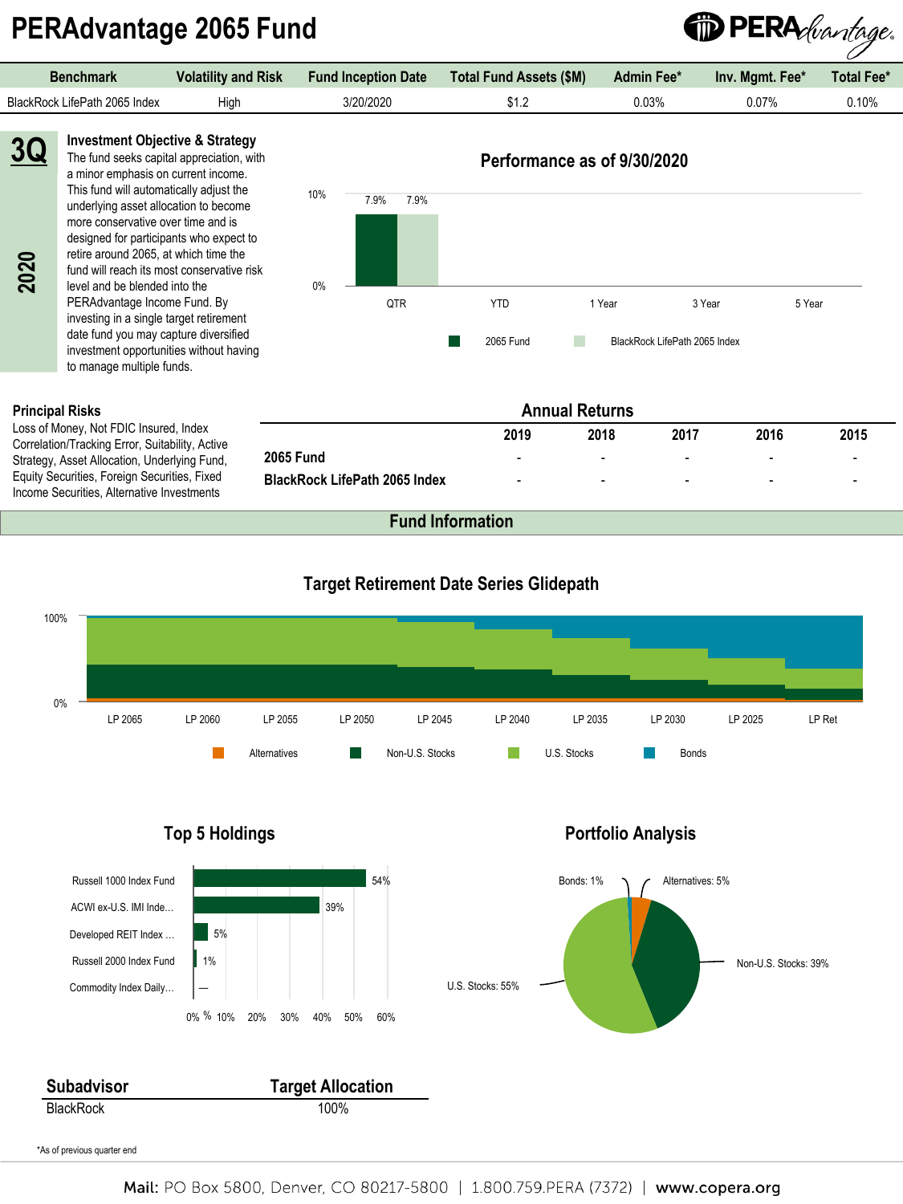# PERAdvantage 2065 Fund

| Benchmark | Volatility and Risk | Fund Inception Date | Total Fund Assets ($M) | Admin Fee* | Inv. Mgmt. Fee* | Total Fee* |
|---|---|---|---|---|---|---|
| BlackRock LifePath 2065 Index | High | 3/20/2020 | $1.2 | 0.03% | 0.07% | 0.10% |

**3Q 2020**

### Investment Objective & Strategy

The fund seeks capital appreciation, with a minor emphasis on current income. This fund will automatically adjust the underlying asset allocation to become more conservative over time and is designed for participants who expect to retire around 2065, at which time the fund will reach its most conservative risk level and be blended into the PERAdvantage Income Fund. By investing in a single target retirement date fund you may capture diversified investment opportunities without having to manage multiple funds.

### Performance as of 9/30/2020

| | QTR | YTD | 1 Year | 3 Year | 5 Year |
|---|---|---|---|---|---|
| 2065 Fund | 7.9% | | | | |
| BlackRock LifePath 2065 Index | 7.9% | | | | |

### Principal Risks

Loss of Money, Not FDIC Insured, Index Correlation/Tracking Error, Suitability, Active Strategy, Asset Allocation, Underlying Fund, Equity Securities, Foreign Securities, Fixed Income Securities, Alternative Investments

### Annual Returns

| | 2019 | 2018 | 2017 | 2016 | 2015 |
|---|---|---|---|---|---|
| **2065 Fund** | - | - | - | - | - |
| **BlackRock LifePath 2065 Index** | - | - | - | - | - |

## Fund Information

### Target Retirement Date Series Glidepath

LP 2065, LP 2060, LP 2055, LP 2050, LP 2045, LP 2040, LP 2035, LP 2030, LP 2025, LP Ret

Alternatives, Non-U.S. Stocks, U.S. Stocks, Bonds

### Top 5 Holdings

| Holding | % |
|---|---|
| Russell 1000 Index Fund | 54% |
| ACWI ex-U.S. IMI Inde… | 39% |
| Developed REIT Index … | 5% |
| Russell 2000 Index Fund | 1% |
| Commodity Index Daily… | — |

### Portfolio Analysis

- Bonds: 1%
- Alternatives: 5%
- Non-U.S. Stocks: 39%
- U.S. Stocks: 55%

| Subadvisor | Target Allocation |
|---|---|
| BlackRock | 100% |

*As of previous quarter end

**Mail:** PO Box 5800, Denver, CO 80217-5800 | 1.800.759.PERA (7372) | **www.copera.org**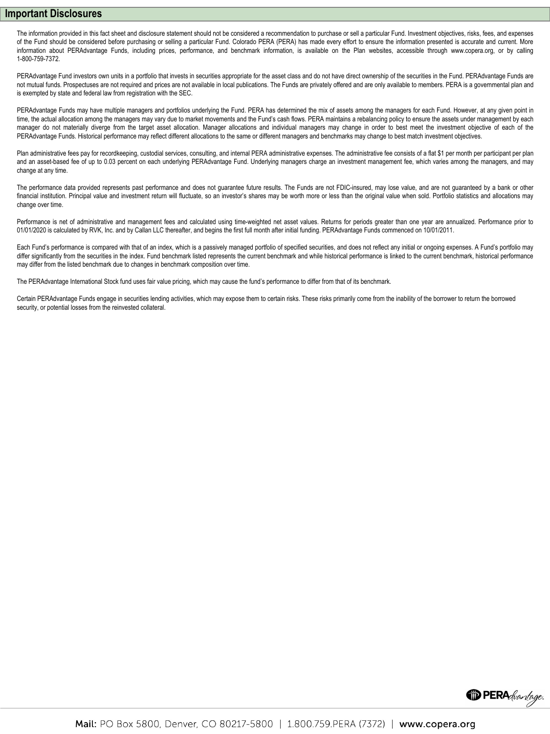## Important Disclosures

The information provided in this fact sheet and disclosure statement should not be considered a recommendation to purchase or sell a particular Fund. Investment objectives, risks, fees, and expenses of the Fund should be considered before purchasing or selling a particular Fund. Colorado PERA (PERA) has made every effort to ensure the information presented is accurate and current. More information about PERAdvantage Funds, including prices, performance, and benchmark information, is available on the Plan websites, accessible through www.copera.org, or by calling 1-800-759-7372.

PERAdvantage Fund investors own units in a portfolio that invests in securities appropriate for the asset class and do not have direct ownership of the securities in the Fund. PERAdvantage Funds are not mutual funds. Prospectuses are not required and prices are not available in local publications. The Funds are privately offered and are only available to members. PERA is a governmental plan and is exempted by state and federal law from registration with the SEC.

PERAdvantage Funds may have multiple managers and portfolios underlying the Fund. PERA has determined the mix of assets among the managers for each Fund. However, at any given point in time, the actual allocation among the managers may vary due to market movements and the Fund's cash flows. PERA maintains a rebalancing policy to ensure the assets under management by each manager do not materially diverge from the target asset allocation. Manager allocations and individual managers may change in order to best meet the investment objective of each of the PERAdvantage Funds. Historical performance may reflect different allocations to the same or different managers and benchmarks may change to best match investment objectives.

Plan administrative fees pay for recordkeeping, custodial services, consulting, and internal PERA administrative expenses. The administrative fee consists of a flat $1 per month per participant per plan and an asset-based fee of up to 0.03 percent on each underlying PERAdvantage Fund. Underlying managers charge an investment management fee, which varies among the managers, and may change at any time.

The performance data provided represents past performance and does not guarantee future results. The Funds are not FDIC-insured, may lose value, and are not guaranteed by a bank or other financial institution. Principal value and investment return will fluctuate, so an investor's shares may be worth more or less than the original value when sold. Portfolio statistics and allocations may change over time.

Performance is net of administrative and management fees and calculated using time-weighted net asset values. Returns for periods greater than one year are annualized. Performance prior to 01/01/2020 is calculated by RVK, Inc. and by Callan LLC thereafter, and begins the first full month after initial funding. PERAdvantage Funds commenced on 10/01/2011.

Each Fund's performance is compared with that of an index, which is a passively managed portfolio of specified securities, and does not reflect any initial or ongoing expenses. A Fund's portfolio may differ significantly from the securities in the index. Fund benchmark listed represents the current benchmark and while historical performance is linked to the current benchmark, historical performance may differ from the listed benchmark due to changes in benchmark composition over time.

The PERAdvantage International Stock fund uses fair value pricing, which may cause the fund's performance to differ from that of its benchmark.

Certain PERAdvantage Funds engage in securities lending activities, which may expose them to certain risks. These risks primarily come from the inability of the borrower to return the borrowed security, or potential losses from the reinvested collateral.

PERAdvantage

**Mail:** PO Box 5800, Denver, CO 80217-5800 | 1.800.759.PERA (7372) | **www.copera.org**